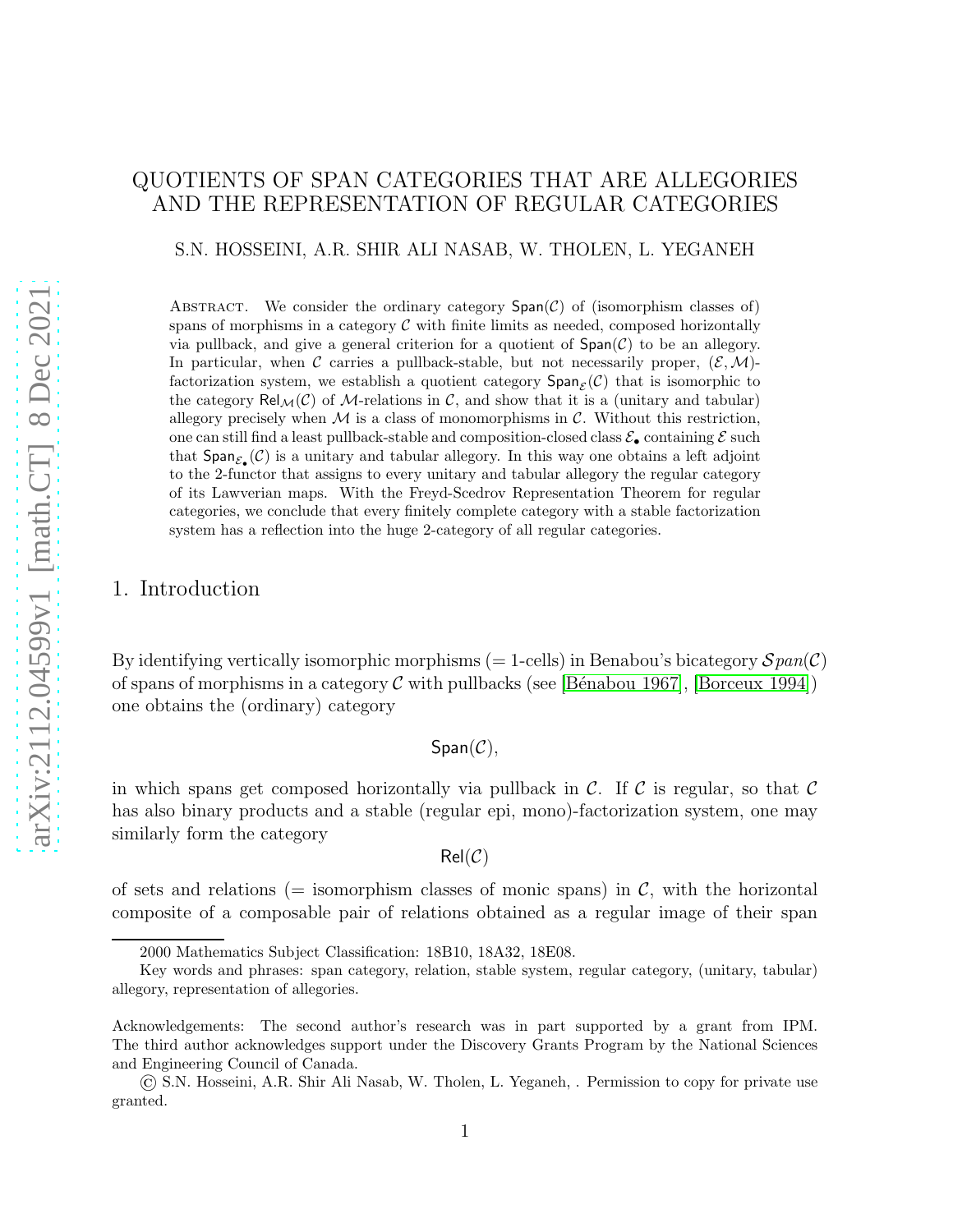# QUOTIENTS OF SPAN CATEGORIES THAT ARE ALLEGORIES AND THE REPRESENTATION OF REGULAR CATEGORIES

S.N. HOSSEINI, A.R. SHIR ALI NASAB, W. THOLEN, L. YEGANEH

Abstract. We consider the ordinary category $\mathsf{Span}(\mathcal{C})$ of (isomorphism classes of) spans of morphisms in a category $\mathcal{C}$ with finite limits as needed, composed horizontally via pullback, and give a general criterion for a quotient of $\mathsf{Span}(\mathcal{C})$ to be an allegory. In particular, when $\mathcal{C}$ carries a pullback-stable, but not necessarily proper, $(\mathcal{E}, \mathcal{M})$-factorization system, we establish a quotient category $\mathsf{Span}_{\mathcal{E}}(\mathcal{C})$ that is isomorphic to the category $\mathsf{Rel}_{\mathcal{M}}(\mathcal{C})$ of $\mathcal{M}$-relations in $\mathcal{C}$, and show that it is a (unitary and tabular) allegory precisely when $\mathcal{M}$ is a class of monomorphisms in $\mathcal{C}$. Without this restriction, one can still find a least pullback-stable and composition-closed class $\mathcal{E}_\bullet$ containing $\mathcal{E}$ such that $\mathsf{Span}_{\mathcal{E}_\bullet}(\mathcal{C})$ is a unitary and tabular allegory. In this way one obtains a left adjoint to the 2-functor that assigns to every unitary and tabular allegory the regular category of its Lawverian maps. With the Freyd-Scedrov Representation Theorem for regular categories, we conclude that every finitely complete category with a stable factorization system has a reflection into the huge 2-category of all regular categories.

## 1. Introduction

By identifying vertically isomorphic morphisms (= 1-cells) in Benabou's bicategory $\mathcal{S}pan(\mathcal{C})$ of spans of morphisms in a category $\mathcal{C}$ with pullbacks (see [Bénabou 1967], [Borceux 1994]) one obtains the (ordinary) category

$$\mathsf{Span}(\mathcal{C}),$$

in which spans get composed horizontally via pullback in $\mathcal{C}$. If $\mathcal{C}$ is regular, so that $\mathcal{C}$ has also binary products and a stable (regular epi, mono)-factorization system, one may similarly form the category

$$\mathsf{Rel}(\mathcal{C})$$

of sets and relations (= isomorphism classes of monic spans) in $\mathcal{C}$, with the horizontal composite of a composable pair of relations obtained as a regular image of their span

---

2000 Mathematics Subject Classification: 18B10, 18A32, 18E08.

Key words and phrases: span category, relation, stable system, regular category, (unitary, tabular) allegory, representation of allegories.

Acknowledgements: The second author's research was in part supported by a grant from IPM. The third author acknowledges support under the Discovery Grants Program by the National Sciences and Engineering Council of Canada.

© S.N. Hosseini, A.R. Shir Ali Nasab, W. Tholen, L. Yeganeh, . Permission to copy for private use granted.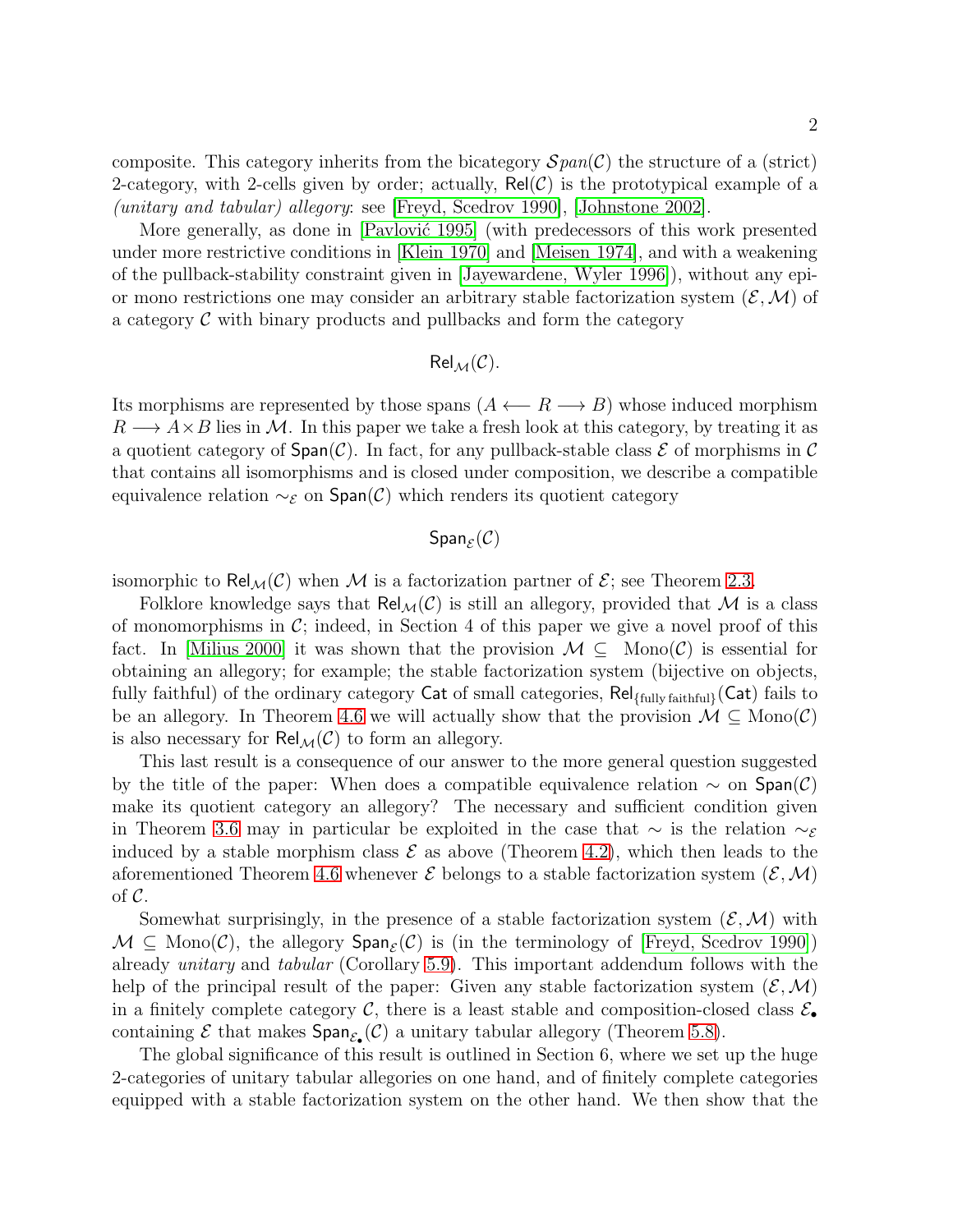composite. This category inherits from the bicategory $\mathcal{S}pan(\mathcal{C})$ the structure of a (strict) 2-category, with 2-cells given by order; actually, $\mathsf{Rel}(\mathcal{C})$ is the prototypical example of a *(unitary and tabular) allegory*: see [Freyd, Scedrov 1990], [Johnstone 2002].

More generally, as done in [Pavlović 1995] (with predecessors of this work presented under more restrictive conditions in [Klein 1970] and [Meisen 1974], and with a weakening of the pullback-stability constraint given in [Jayewardene, Wyler 1996]), without any epi- or mono restrictions one may consider an arbitrary stable factorization system $(\mathcal{E}, \mathcal{M})$ of a category $\mathcal{C}$ with binary products and pullbacks and form the category

$$\mathsf{Rel}_{\mathcal{M}}(\mathcal{C}).$$

Its morphisms are represented by those spans $(A \longleftarrow R \longrightarrow B)$ whose induced morphism $R \longrightarrow A \times B$ lies in $\mathcal{M}$. In this paper we take a fresh look at this category, by treating it as a quotient category of $\mathsf{Span}(\mathcal{C})$. In fact, for any pullback-stable class $\mathcal{E}$ of morphisms in $\mathcal{C}$ that contains all isomorphisms and is closed under composition, we describe a compatible equivalence relation $\sim_{\mathcal{E}}$ on $\mathsf{Span}(\mathcal{C})$ which renders its quotient category

$$\mathsf{Span}_{\mathcal{E}}(\mathcal{C})$$

isomorphic to $\mathsf{Rel}_{\mathcal{M}}(\mathcal{C})$ when $\mathcal{M}$ is a factorization partner of $\mathcal{E}$; see Theorem 2.3.

Folklore knowledge says that $\mathsf{Rel}_{\mathcal{M}}(\mathcal{C})$ is still an allegory, provided that $\mathcal{M}$ is a class of monomorphisms in $\mathcal{C}$; indeed, in Section 4 of this paper we give a novel proof of this fact. In [Milius 2000] it was shown that the provision $\mathcal{M} \subseteq \mathrm{Mono}(\mathcal{C})$ is essential for obtaining an allegory; for example; the stable factorization system (bijective on objects, fully faithful) of the ordinary category $\mathsf{Cat}$ of small categories, $\mathsf{Rel}_{\{\text{fully faithful}\}}(\mathsf{Cat})$ fails to be an allegory. In Theorem 4.6 we will actually show that the provision $\mathcal{M} \subseteq \mathrm{Mono}(\mathcal{C})$ is also necessary for $\mathsf{Rel}_{\mathcal{M}}(\mathcal{C})$ to form an allegory.

This last result is a consequence of our answer to the more general question suggested by the title of the paper: When does a compatible equivalence relation $\sim$ on $\mathsf{Span}(\mathcal{C})$ make its quotient category an allegory? The necessary and sufficient condition given in Theorem 3.6 may in particular be exploited in the case that $\sim$ is the relation $\sim_{\mathcal{E}}$ induced by a stable morphism class $\mathcal{E}$ as above (Theorem 4.2), which then leads to the aforementioned Theorem 4.6 whenever $\mathcal{E}$ belongs to a stable factorization system $(\mathcal{E}, \mathcal{M})$ of $\mathcal{C}$.

Somewhat surprisingly, in the presence of a stable factorization system $(\mathcal{E}, \mathcal{M})$ with $\mathcal{M} \subseteq \mathrm{Mono}(\mathcal{C})$, the allegory $\mathsf{Span}_{\mathcal{E}}(\mathcal{C})$ is (in the terminology of [Freyd, Scedrov 1990]) already *unitary* and *tabular* (Corollary 5.9). This important addendum follows with the help of the principal result of the paper: Given any stable factorization system $(\mathcal{E}, \mathcal{M})$ in a finitely complete category $\mathcal{C}$, there is a least stable and composition-closed class $\mathcal{E}_\bullet$ containing $\mathcal{E}$ that makes $\mathsf{Span}_{\mathcal{E}_\bullet}(\mathcal{C})$ a unitary tabular allegory (Theorem 5.8).

The global significance of this result is outlined in Section 6, where we set up the huge 2-categories of unitary tabular allegories on one hand, and of finitely complete categories equipped with a stable factorization system on the other hand. We then show that the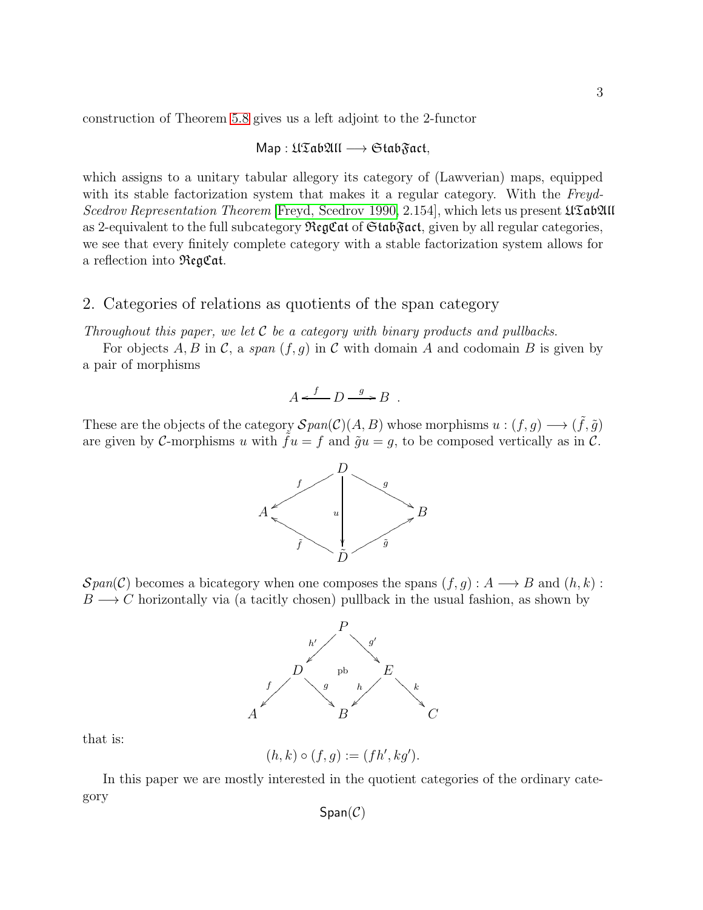construction of Theorem 5.8 gives us a left adjoint to the 2-functor

$$\mathsf{Map} : \mathfrak{UTabAll} \longrightarrow \mathfrak{StabFact},$$

which assigns to a unitary tabular allegory its category of (Lawverian) maps, equipped with its stable factorization system that makes it a regular category. With the *Freyd-Scedrov Representation Theorem* [Freyd, Scedrov 1990, 2.154], which lets us present $\mathfrak{UTabAll}$ as 2-equivalent to the full subcategory $\mathfrak{RegCat}$ of $\mathfrak{StabFact}$, given by all regular categories, we see that every finitely complete category with a stable factorization system allows for a reflection into $\mathfrak{RegCat}$.

## 2. Categories of relations as quotients of the span category

*Throughout this paper, we let $\mathcal{C}$ be a category with binary products and pullbacks.*

For objects $A, B$ in $\mathcal{C}$, a *span* $(f, g)$ in $\mathcal{C}$ with domain $A$ and codomain $B$ is given by a pair of morphisms

$$A \xleftarrow{\ f\ } D \xrightarrow{\ g\ } B \ .$$

These are the objects of the category $\mathcal{S}pan(\mathcal{C})(A, B)$ whose morphisms $u : (f, g) \longrightarrow (\tilde{f}, \tilde{g})$ are given by $\mathcal{C}$-morphisms $u$ with $\tilde{f}u = f$ and $\tilde{g}u = g$, to be composed vertically as in $\mathcal{C}$.

$$\begin{array}{ccccc} & & D & & \\ & \swarrow^{f} & \Big\downarrow{\scriptstyle u} & \searrow^{g} & \\ A & & & & B \\ & \nwarrow_{\tilde{f}} & & \nearrow_{\tilde{g}} & \\ & & \tilde{D} & & \end{array}$$

$\mathcal{S}pan(\mathcal{C})$ becomes a bicategory when one composes the spans $(f, g) : A \longrightarrow B$ and $(h, k) : B \longrightarrow C$ horizontally via (a tacitly chosen) pullback in the usual fashion, as shown by

$$\begin{array}{ccccccc} & & & P & & & \\ & & \swarrow^{h'} & & \searrow^{g'} & & \\ & D & & \text{pb} & & E & \\ \swarrow^{f} & & \searrow^{g} & & \swarrow^{h} & & \searrow^{k} \\ A & & & B & & & C \end{array}$$

that is:

$$(h, k) \circ (f, g) := (fh', kg').$$

In this paper we are mostly interested in the quotient categories of the ordinary category

$$\mathsf{Span}(\mathcal{C})$$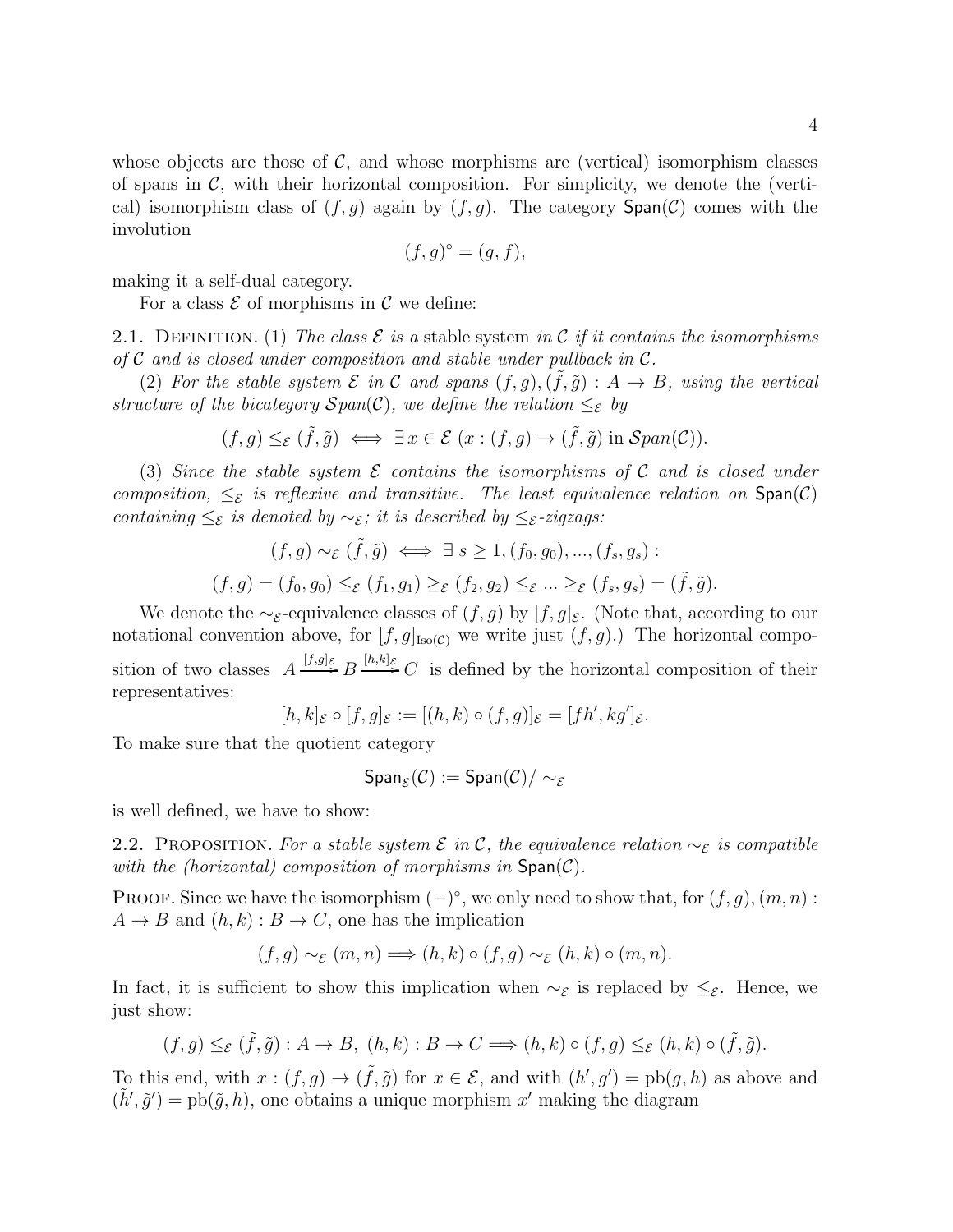whose objects are those of $\mathcal{C}$, and whose morphisms are (vertical) isomorphism classes of spans in $\mathcal{C}$, with their horizontal composition. For simplicity, we denote the (vertical) isomorphism class of $(f,g)$ again by $(f,g)$. The category $\mathsf{Span}(\mathcal{C})$ comes with the involution

$$(f,g)^\circ = (g,f),$$

making it a self-dual category.

For a class $\mathcal{E}$ of morphisms in $\mathcal{C}$ we define:

2.1. Definition. (1) *The class $\mathcal{E}$ is a* stable system *in $\mathcal{C}$ if it contains the isomorphisms of $\mathcal{C}$ and is closed under composition and stable under pullback in $\mathcal{C}$.*

(2) *For the stable system $\mathcal{E}$ in $\mathcal{C}$ and spans $(f,g), (\tilde{f},\tilde{g}) : A \to B$, using the vertical structure of the bicategory $\mathcal{S}pan(\mathcal{C})$, we define the relation $\leq_{\mathcal{E}}$ by*

$$(f,g) \leq_{\mathcal{E}} (\tilde{f},\tilde{g}) \iff \exists\, x \in \mathcal{E}\ (x : (f,g) \to (\tilde{f},\tilde{g}) \text{ in } \mathcal{S}pan(\mathcal{C})).$$

(3) *Since the stable system $\mathcal{E}$ contains the isomorphisms of $\mathcal{C}$ and is closed under composition, $\leq_{\mathcal{E}}$ is reflexive and transitive. The least equivalence relation on $\mathsf{Span}(\mathcal{C})$ containing $\leq_{\mathcal{E}}$ is denoted by $\sim_{\mathcal{E}}$; it is described by $\leq_{\mathcal{E}}$-zigzags:*

$$(f,g) \sim_{\mathcal{E}} (\tilde{f},\tilde{g}) \iff \exists\ s \geq 1, (f_0,g_0), ..., (f_s,g_s) :$$

$$(f,g) = (f_0,g_0) \leq_{\mathcal{E}} (f_1,g_1) \geq_{\mathcal{E}} (f_2,g_2) \leq_{\mathcal{E}} ... \geq_{\mathcal{E}} (f_s,g_s) = (\tilde{f},\tilde{g}).$$

We denote the $\sim_{\mathcal{E}}$-equivalence classes of $(f,g)$ by $[f,g]_{\mathcal{E}}$. (Note that, according to our notational convention above, for $[f,g]_{\mathrm{Iso}(\mathcal{C})}$ we write just $(f,g)$.) The horizontal composition of two classes $A \xrightarrow{[f,g]_{\mathcal{E}}} B \xrightarrow{[h,k]_{\mathcal{E}}} C$ is defined by the horizontal composition of their representatives:

$$[h,k]_{\mathcal{E}} \circ [f,g]_{\mathcal{E}} := [(h,k) \circ (f,g)]_{\mathcal{E}} = [fh', kg']_{\mathcal{E}}.$$

To make sure that the quotient category

$$\mathsf{Span}_{\mathcal{E}}(\mathcal{C}) := \mathsf{Span}(\mathcal{C}) / \sim_{\mathcal{E}}$$

is well defined, we have to show:

2.2. Proposition. *For a stable system $\mathcal{E}$ in $\mathcal{C}$, the equivalence relation $\sim_{\mathcal{E}}$ is compatible with the (horizontal) composition of morphisms in $\mathsf{Span}(\mathcal{C})$.*

Proof. Since we have the isomorphism $(-)^\circ$, we only need to show that, for $(f,g), (m,n) : A \to B$ and $(h,k) : B \to C$, one has the implication

$$(f,g) \sim_{\mathcal{E}} (m,n) \Longrightarrow (h,k) \circ (f,g) \sim_{\mathcal{E}} (h,k) \circ (m,n).$$

In fact, it is sufficient to show this implication when $\sim_{\mathcal{E}}$ is replaced by $\leq_{\mathcal{E}}$. Hence, we just show:

$$(f,g) \leq_{\mathcal{E}} (\tilde{f},\tilde{g}) : A \to B,\ (h,k) : B \to C \Longrightarrow (h,k) \circ (f,g) \leq_{\mathcal{E}} (h,k) \circ (\tilde{f},\tilde{g}).$$

To this end, with $x : (f,g) \to (\tilde{f},\tilde{g})$ for $x \in \mathcal{E}$, and with $(h',g') = \mathrm{pb}(g,h)$ as above and $(\tilde{h}',\tilde{g}') = \mathrm{pb}(\tilde{g},h)$, one obtains a unique morphism $x'$ making the diagram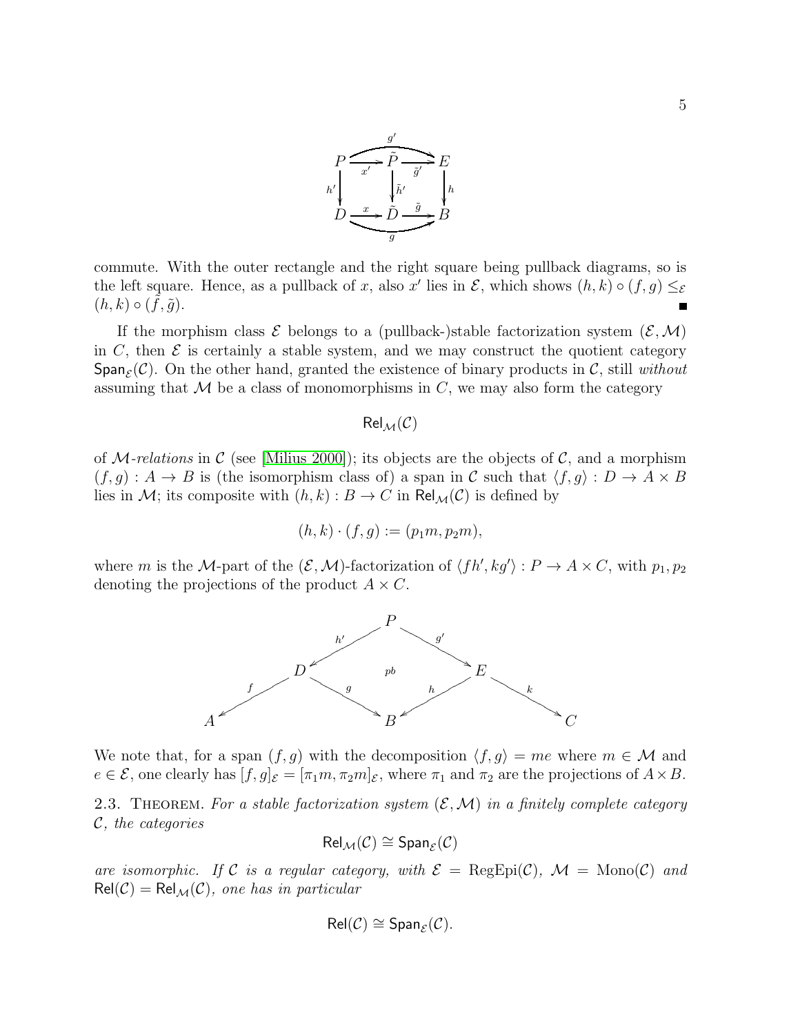$$
\begin{array}{ccccc}
P & \xrightarrow{x'} & \tilde{P} & \xrightarrow{\tilde{g}'} & E \\
{\scriptstyle h'}\downarrow & & \downarrow{\scriptstyle \tilde{h}'} & & \downarrow{\scriptstyle h} \\
D & \xrightarrow{x} & \tilde{D} & \xrightarrow{\tilde{g}} & B
\end{array}
$$

(with $g' = \tilde{g}' x'$ along the top and $g = \tilde{g} x$ along the bottom)

commute. With the outer rectangle and the right square being pullback diagrams, so is the left square. Hence, as a pullback of $x$, also $x'$ lies in $\mathcal{E}$, which shows $(h,k) \circ (f,g) \leq_{\mathcal{E}} (h,k) \circ (\tilde{f}, \tilde{g})$. ∎

If the morphism class $\mathcal{E}$ belongs to a (pullback-)stable factorization system $(\mathcal{E}, \mathcal{M})$ in $C$, then $\mathcal{E}$ is certainly a stable system, and we may construct the quotient category $\mathsf{Span}_{\mathcal{E}}(\mathcal{C})$. On the other hand, granted the existence of binary products in $\mathcal{C}$, still *without* assuming that $\mathcal{M}$ be a class of monomorphisms in $C$, we may also form the category

$$\mathsf{Rel}_{\mathcal{M}}(\mathcal{C})$$

of $\mathcal{M}$-*relations* in $\mathcal{C}$ (see [Milius 2000]); its objects are the objects of $\mathcal{C}$, and a morphism $(f,g) : A \to B$ is (the isomorphism class of) a span in $\mathcal{C}$ such that $\langle f, g \rangle : D \to A \times B$ lies in $\mathcal{M}$; its composite with $(h,k) : B \to C$ in $\mathsf{Rel}_{\mathcal{M}}(\mathcal{C})$ is defined by

$$(h,k) \cdot (f,g) := (p_1 m, p_2 m),$$

where $m$ is the $\mathcal{M}$-part of the $(\mathcal{E}, \mathcal{M})$-factorization of $\langle fh', kg' \rangle : P \to A \times C$, with $p_1, p_2$ denoting the projections of the product $A \times C$.

$$
\begin{array}{ccccccc}
 & & & P & & & \\
 & & {\scriptstyle h'}\swarrow & & \searrow{\scriptstyle g'} & & \\
 & D & & pb & & E & \\
{\scriptstyle f}\swarrow & & \searrow{\scriptstyle g} & & {\scriptstyle h}\swarrow & & \searrow{\scriptstyle k} \\
A & & & B & & & C
\end{array}
$$

We note that, for a span $(f,g)$ with the decomposition $\langle f, g \rangle = me$ where $m \in \mathcal{M}$ and $e \in \mathcal{E}$, one clearly has $[f,g]_{\mathcal{E}} = [\pi_1 m, \pi_2 m]_{\mathcal{E}}$, where $\pi_1$ and $\pi_2$ are the projections of $A \times B$.

2.3. Theorem. *For a stable factorization system $(\mathcal{E}, \mathcal{M})$ in a finitely complete category $\mathcal{C}$, the categories*

$$\mathsf{Rel}_{\mathcal{M}}(\mathcal{C}) \cong \mathsf{Span}_{\mathcal{E}}(\mathcal{C})$$

*are isomorphic. If $\mathcal{C}$ is a regular category, with $\mathcal{E} = \mathrm{RegEpi}(\mathcal{C})$, $\mathcal{M} = \mathrm{Mono}(\mathcal{C})$ and $\mathsf{Rel}(\mathcal{C}) = \mathsf{Rel}_{\mathcal{M}}(\mathcal{C})$, one has in particular*

$$\mathsf{Rel}(\mathcal{C}) \cong \mathsf{Span}_{\mathcal{E}}(\mathcal{C}).$$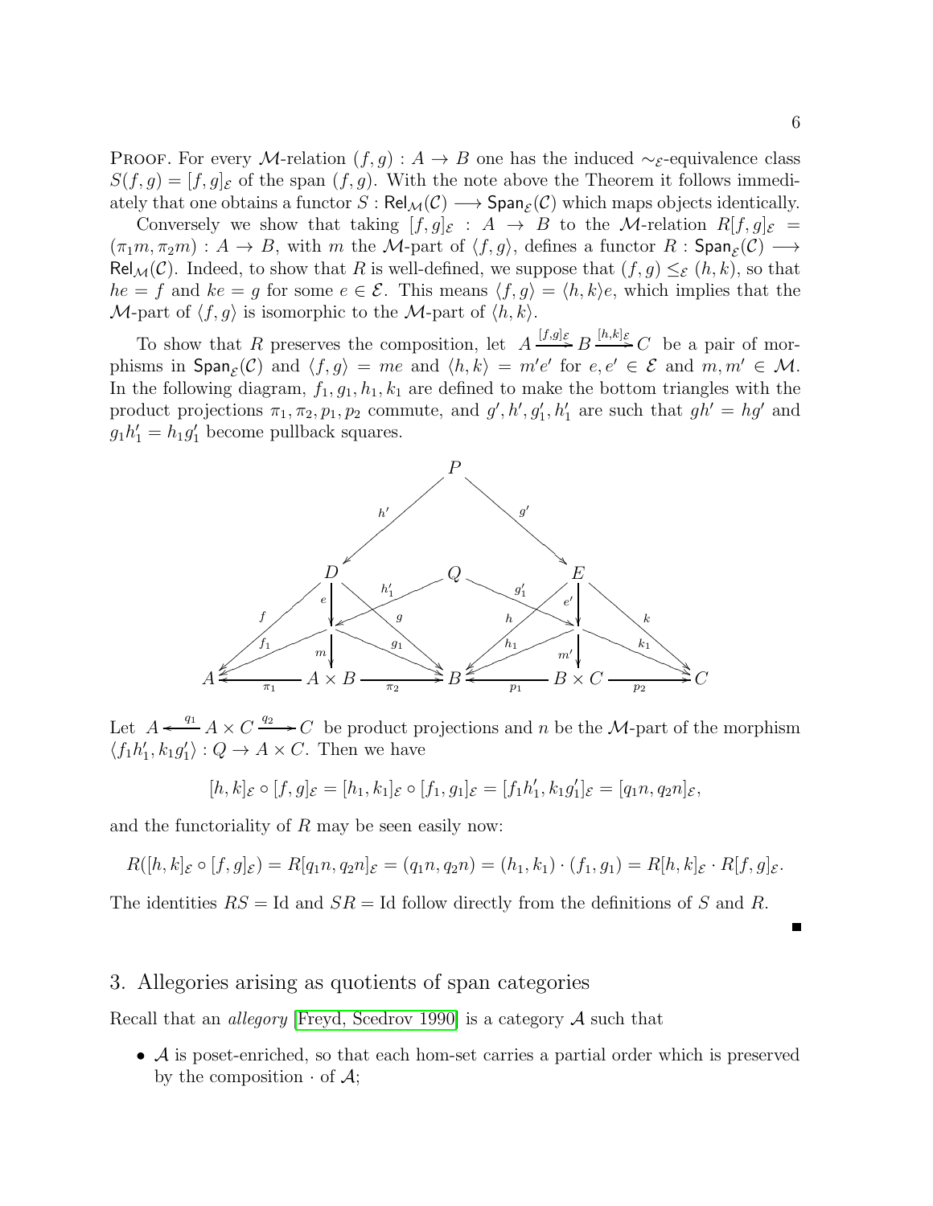**Proof.** For every $\mathcal{M}$-relation $(f,g) : A \to B$ one has the induced $\sim_{\mathcal{E}}$-equivalence class $S(f,g) = [f,g]_{\mathcal{E}}$ of the span $(f,g)$. With the note above the Theorem it follows immediately that one obtains a functor $S : \mathsf{Rel}_{\mathcal{M}}(\mathcal{C}) \longrightarrow \mathsf{Span}_{\mathcal{E}}(\mathcal{C})$ which maps objects identically.

Conversely we show that taking $[f,g]_{\mathcal{E}} : A \to B$ to the $\mathcal{M}$-relation $R[f,g]_{\mathcal{E}} = (\pi_1 m, \pi_2 m) : A \to B$, with $m$ the $\mathcal{M}$-part of $\langle f,g\rangle$, defines a functor $R : \mathsf{Span}_{\mathcal{E}}(\mathcal{C}) \longrightarrow \mathsf{Rel}_{\mathcal{M}}(\mathcal{C})$. Indeed, to show that $R$ is well-defined, we suppose that $(f,g) \leq_{\mathcal{E}} (h,k)$, so that $he = f$ and $ke = g$ for some $e \in \mathcal{E}$. This means $\langle f,g\rangle = \langle h,k\rangle e$, which implies that the $\mathcal{M}$-part of $\langle f,g\rangle$ is isomorphic to the $\mathcal{M}$-part of $\langle h,k\rangle$.

To show that $R$ preserves the composition, let $A \xrightarrow{[f,g]_{\mathcal{E}}} B \xrightarrow{[h,k]_{\mathcal{E}}} C$ be a pair of morphisms in $\mathsf{Span}_{\mathcal{E}}(\mathcal{C})$ and $\langle f,g\rangle = me$ and $\langle h,k\rangle = m'e'$ for $e,e' \in \mathcal{E}$ and $m,m' \in \mathcal{M}$. In the following diagram, $f_1, g_1, h_1, k_1$ are defined to make the bottom triangles with the product projections $\pi_1, \pi_2, p_1, p_2$ commute, and $g', h', g_1', h_1'$ are such that $gh' = hg'$ and $g_1 h_1' = h_1 g_1'$ become pullback squares.

Let $A \xleftarrow{q_1} A \times C \xrightarrow{q_2} C$ be product projections and $n$ be the $\mathcal{M}$-part of the morphism $\langle f_1 h_1', k_1 g_1'\rangle : Q \to A \times C$. Then we have

$$[h,k]_{\mathcal{E}} \circ [f,g]_{\mathcal{E}} = [h_1,k_1]_{\mathcal{E}} \circ [f_1,g_1]_{\mathcal{E}} = [f_1 h_1', k_1 g_1']_{\mathcal{E}} = [q_1 n, q_2 n]_{\mathcal{E}},$$

and the functoriality of $R$ may be seen easily now:

$$R([h,k]_{\mathcal{E}} \circ [f,g]_{\mathcal{E}}) = R[q_1 n, q_2 n]_{\mathcal{E}} = (q_1 n, q_2 n) = (h_1,k_1) \cdot (f_1,g_1) = R[h,k]_{\mathcal{E}} \cdot R[f,g]_{\mathcal{E}}.$$

The identities $RS = \mathrm{Id}$ and $SR = \mathrm{Id}$ follow directly from the definitions of $S$ and $R$. ∎

## 3. Allegories arising as quotients of span categories

Recall that an *allegory* [Freyd, Scedrov 1990] is a category $\mathcal{A}$ such that

- $\mathcal{A}$ is poset-enriched, so that each hom-set carries a partial order which is preserved by the composition $\cdot$ of $\mathcal{A}$;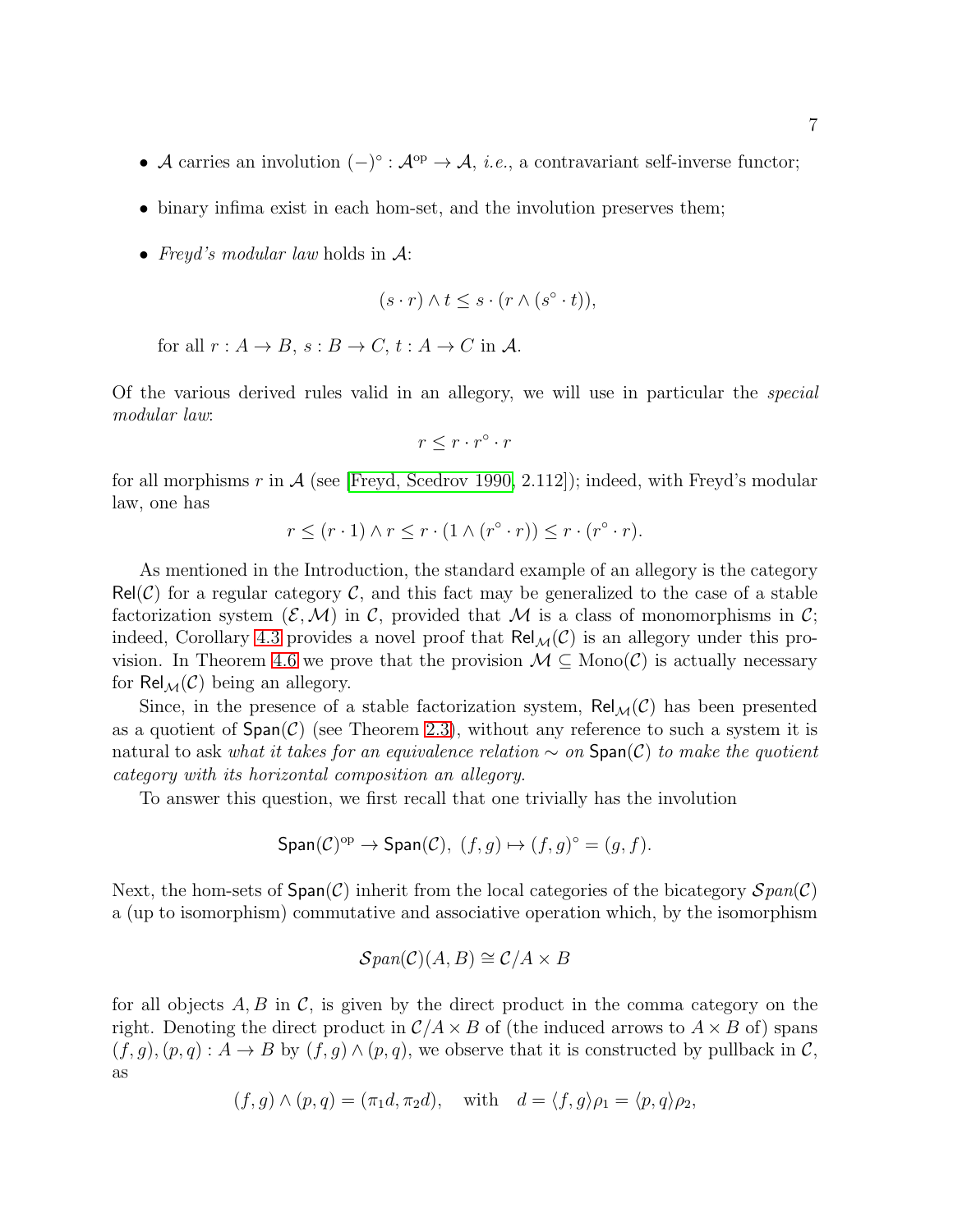- $\mathcal{A}$ carries an involution $(-)^\circ : \mathcal{A}^{\mathrm{op}} \to \mathcal{A}$, *i.e.*, a contravariant self-inverse functor;
- binary infima exist in each hom-set, and the involution preserves them;
- *Freyd's modular law* holds in $\mathcal{A}$:

$$(s \cdot r) \wedge t \leq s \cdot (r \wedge (s^\circ \cdot t)),$$

for all $r : A \to B$, $s : B \to C$, $t : A \to C$ in $\mathcal{A}$.

Of the various derived rules valid in an allegory, we will use in particular the *special modular law*:

$$r \leq r \cdot r^\circ \cdot r$$

for all morphisms $r$ in $\mathcal{A}$ (see [Freyd, Scedrov 1990, 2.112]); indeed, with Freyd's modular law, one has

$$r \leq (r \cdot 1) \wedge r \leq r \cdot (1 \wedge (r^\circ \cdot r)) \leq r \cdot (r^\circ \cdot r).$$

As mentioned in the Introduction, the standard example of an allegory is the category $\mathsf{Rel}(\mathcal{C})$ for a regular category $\mathcal{C}$, and this fact may be generalized to the case of a stable factorization system $(\mathcal{E}, \mathcal{M})$ in $\mathcal{C}$, provided that $\mathcal{M}$ is a class of monomorphisms in $\mathcal{C}$; indeed, Corollary 4.3 provides a novel proof that $\mathsf{Rel}_{\mathcal{M}}(\mathcal{C})$ is an allegory under this provision. In Theorem 4.6 we prove that the provision $\mathcal{M} \subseteq \mathrm{Mono}(\mathcal{C})$ is actually necessary for $\mathsf{Rel}_{\mathcal{M}}(\mathcal{C})$ being an allegory.

Since, in the presence of a stable factorization system, $\mathsf{Rel}_{\mathcal{M}}(\mathcal{C})$ has been presented as a quotient of $\mathsf{Span}(\mathcal{C})$ (see Theorem 2.3), without any reference to such a system it is natural to ask *what it takes for an equivalence relation $\sim$ on $\mathsf{Span}(\mathcal{C})$ to make the quotient category with its horizontal composition an allegory*.

To answer this question, we first recall that one trivially has the involution

$$\mathsf{Span}(\mathcal{C})^{\mathrm{op}} \to \mathsf{Span}(\mathcal{C}),\ (f, g) \mapsto (f, g)^\circ = (g, f).$$

Next, the hom-sets of $\mathsf{Span}(\mathcal{C})$ inherit from the local categories of the bicategory $\mathcal{S}pan(\mathcal{C})$ a (up to isomorphism) commutative and associative operation which, by the isomorphism

$$\mathcal{S}pan(\mathcal{C})(A, B) \cong \mathcal{C}/A \times B$$

for all objects $A, B$ in $\mathcal{C}$, is given by the direct product in the comma category on the right. Denoting the direct product in $\mathcal{C}/A \times B$ of (the induced arrows to $A \times B$ of) spans $(f, g), (p, q) : A \to B$ by $(f, g) \wedge (p, q)$, we observe that it is constructed by pullback in $\mathcal{C}$, as

$$(f, g) \wedge (p, q) = (\pi_1 d, \pi_2 d), \quad \text{with} \quad d = \langle f, g \rangle \rho_1 = \langle p, q \rangle \rho_2,$$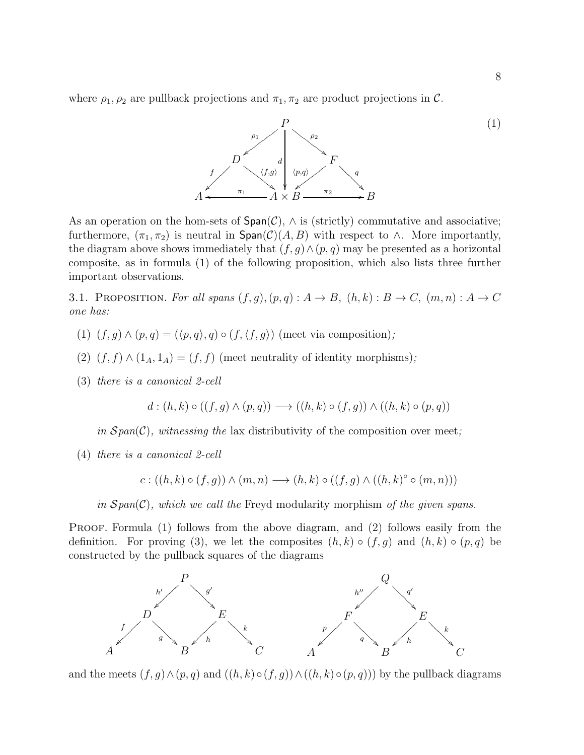where $\rho_1, \rho_2$ are pullback projections and $\pi_1, \pi_2$ are product projections in $\mathcal{C}$.

$$
\begin{array}{ccccc}
 & & P & & \\
 & \swarrow^{\rho_1} & \downarrow d & \searrow^{\rho_2} & \\
 D & & & & F \\
 \swarrow^{f} \quad \searrow^{\langle f,g\rangle} & & & & \swarrow^{\langle p,q\rangle} \quad \searrow^{q} \\
A & \xleftarrow{\pi_1} & A \times B & \xrightarrow{\pi_2} & B
\end{array}
\tag{1}
$$

As an operation on the hom-sets of $\mathsf{Span}(\mathcal{C})$, $\wedge$ is (strictly) commutative and associative; furthermore, $(\pi_1, \pi_2)$ is neutral in $\mathsf{Span}(\mathcal{C})(A, B)$ with respect to $\wedge$. More importantly, the diagram above shows immediately that $(f, g) \wedge (p, q)$ may be presented as a horizontal composite, as in formula (1) of the following proposition, which also lists three further important observations.

3.1. Proposition. *For all spans $(f, g), (p, q) : A \to B$, $(h, k) : B \to C$, $(m, n) : A \to C$ one has:*

1. $(f, g) \wedge (p, q) = (\langle p, q\rangle, q) \circ (f, \langle f, g\rangle)$ (meet via composition)*;*
2. $(f, f) \wedge (1_A, 1_A) = (f, f)$ (meet neutrality of identity morphisms)*;*
3. *there is a canonical 2-cell*
$$d : (h, k) \circ ((f, g) \wedge (p, q)) \longrightarrow ((h, k) \circ (f, g)) \wedge ((h, k) \circ (p, q))$$
*in $\mathcal{S}pan(\mathcal{C})$, witnessing the* lax distributivity of the composition over meet*;*
4. *there is a canonical 2-cell*
$$c : ((h, k) \circ (f, g)) \wedge (m, n) \longrightarrow (h, k) \circ ((f, g) \wedge ((h, k)^{\circ} \circ (m, n)))$$
*in $\mathcal{S}pan(\mathcal{C})$, which we call the* Freyd modularity morphism *of the given spans.*

Proof. Formula (1) follows from the above diagram, and (2) follows easily from the definition. For proving (3), we let the composites $(h, k) \circ (f, g)$ and $(h, k) \circ (p, q)$ be constructed by the pullback squares of the diagrams

$$
\begin{array}{ccccc}
 & & P & & \\
 & \swarrow^{h'} & & \searrow^{g'} & \\
 & D & & E & \\
 \swarrow^{f} & & \searrow^{g} \quad \swarrow^{h} & & \searrow^{k} \\
A & & B & & C
\end{array}
\qquad\qquad
\begin{array}{ccccc}
 & & Q & & \\
 & \swarrow^{h''} & & \searrow^{q'} & \\
 & F & & E & \\
 \swarrow^{p} & & \searrow^{q} \quad \swarrow^{h} & & \searrow^{k} \\
A & & B & & C
\end{array}
$$

and the meets $(f, g) \wedge (p, q)$ and $((h, k) \circ (f, g)) \wedge ((h, k) \circ (p, q)))$ by the pullback diagrams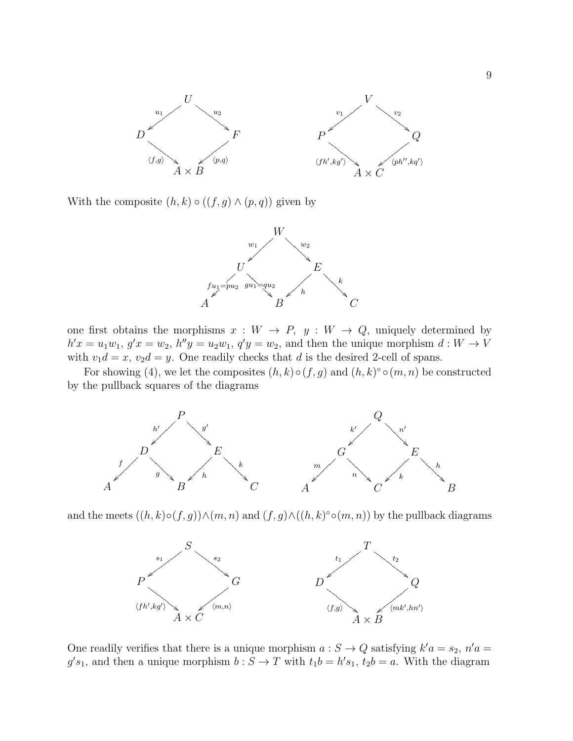$$
\begin{array}{ccc}
 & U & \\
{}^{u_1}\swarrow & & \searrow{}^{u_2} \\
D & & F \\
{}_{\langle f,g\rangle}\searrow & & \swarrow{}_{\langle p,q\rangle} \\
 & A\times B &
\end{array}
\qquad\qquad
\begin{array}{ccc}
 & V & \\
{}^{v_1}\swarrow & & \searrow{}^{v_2} \\
P & & Q \\
{}_{\langle fh',kg'\rangle}\searrow & & \swarrow{}_{\langle ph'',kq'\rangle} \\
 & A\times C &
\end{array}
$$

With the composite $(h,k)\circ((f,g)\wedge(p,q))$ given by

$$
\begin{array}{ccccc}
 & & W & & \\
 & {}^{w_1}\swarrow & & \searrow{}^{w_2} & \\
 & U & & E & \\
{}^{fu_1=pu_2}\swarrow & & \searrow{}^{gu_1=qu_2}\ \ \swarrow{}_{h} & & \searrow{}^{k} \\
A & & B & & C
\end{array}
$$

one first obtains the morphisms $x : W \to P$, $y : W \to Q$, uniquely determined by $h'x = u_1w_1$, $g'x = w_2$, $h''y = u_2w_1$, $q'y = w_2$, and then the unique morphism $d : W \to V$ with $v_1d = x$, $v_2d = y$. One readily checks that $d$ is the desired 2-cell of spans.

For showing (4), we let the composites $(h,k)\circ(f,g)$ and $(h,k)^\circ\circ(m,n)$ be constructed by the pullback squares of the diagrams

$$
\begin{array}{ccccc}
 & & P & & \\
 & {}^{h'}\swarrow & & \searrow{}^{g'} & \\
 & D & & E & \\
{}^{f}\swarrow & & \searrow{}^{g}\ \ \swarrow{}_{h} & & \searrow{}^{k} \\
A & & B & & C
\end{array}
\qquad
\begin{array}{ccccc}
 & & Q & & \\
 & {}^{k'}\swarrow & & \searrow{}^{n'} & \\
 & G & & E & \\
{}^{m}\swarrow & & \searrow{}^{n}\ \ \swarrow{}_{k} & & \searrow{}^{h} \\
A & & C & & B
\end{array}
$$

and the meets $((h,k)\circ(f,g))\wedge(m,n)$ and $(f,g)\wedge((h,k)^\circ\circ(m,n))$ by the pullback diagrams

$$
\begin{array}{ccc}
 & S & \\
{}^{s_1}\swarrow & & \searrow{}^{s_2} \\
P & & G \\
{}_{\langle fh',kg'\rangle}\searrow & & \swarrow{}_{\langle m,n\rangle} \\
 & A\times C &
\end{array}
\qquad\qquad
\begin{array}{ccc}
 & T & \\
{}^{t_1}\swarrow & & \searrow{}^{t_2} \\
D & & Q \\
{}_{\langle f,g\rangle}\searrow & & \swarrow{}_{\langle mk',hn'\rangle} \\
 & A\times B &
\end{array}
$$

One readily verifies that there is a unique morphism $a : S \to Q$ satisfying $k'a = s_2$, $n'a = g's_1$, and then a unique morphism $b : S \to T$ with $t_1b = h's_1$, $t_2b = a$. With the diagram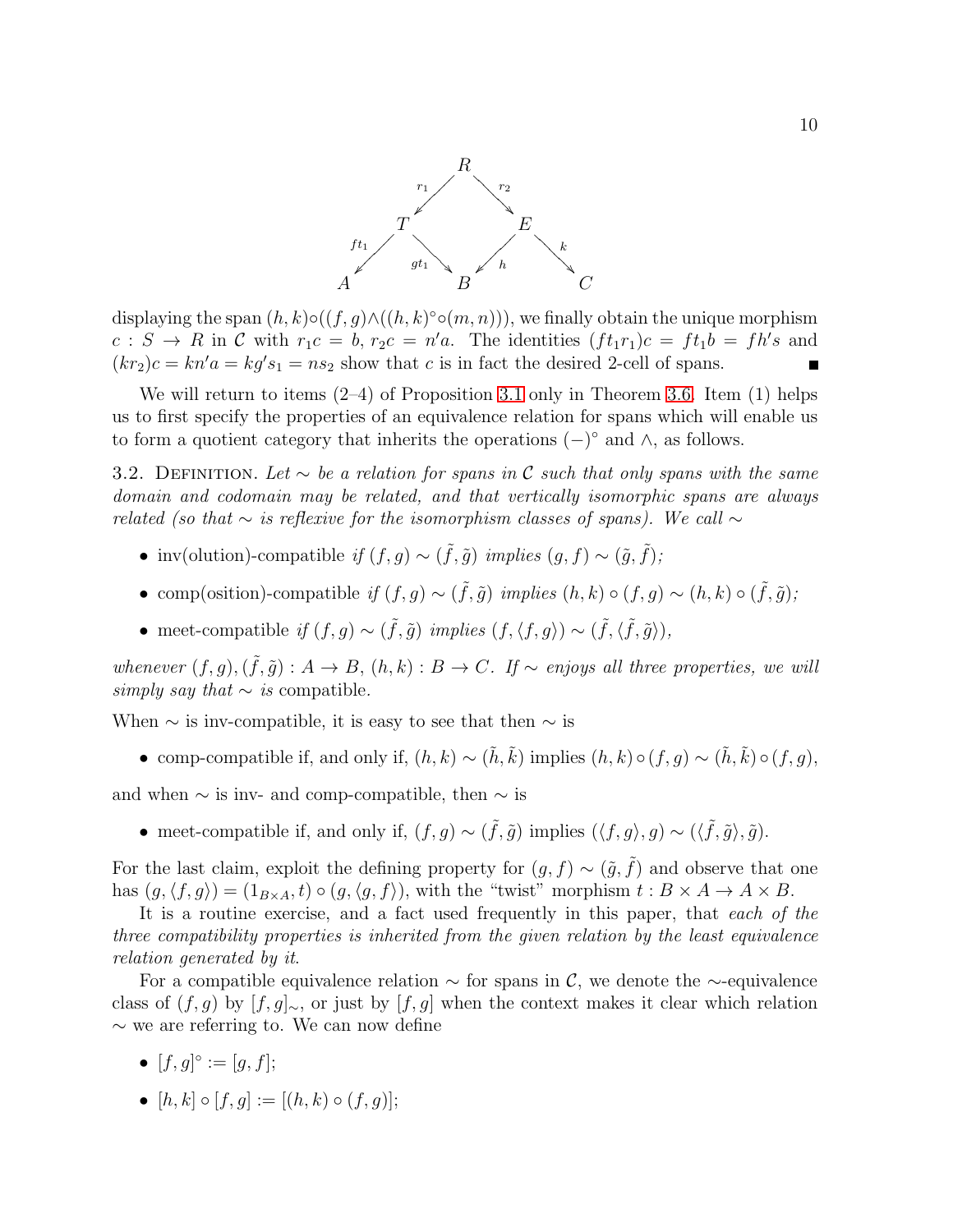$$
\begin{array}{ccccc}
 & & R & & \\
 & {}^{r_1}\swarrow & & \searrow^{r_2} & \\
 & T & & E & \\
{}^{ft_1}\swarrow & & \searrow^{gt_1}\ \ \swarrow^{h} & & \searrow^{k} \\
A & & B & & C
\end{array}
$$

displaying the span $(h,k)\circ((f,g)\wedge((h,k)^\circ\circ(m,n)))$, we finally obtain the unique morphism $c : S \to R$ in $\mathcal{C}$ with $r_1 c = b$, $r_2 c = n'a$. The identities $(ft_1 r_1)c = ft_1 b = fh's$ and $(kr_2)c = kn'a = kg's_1 = ns_2$ show that $c$ is in fact the desired 2-cell of spans. ∎

We will return to items (2–4) of Proposition 3.1 only in Theorem 3.6. Item (1) helps us to first specify the properties of an equivalence relation for spans which will enable us to form a quotient category that inherits the operations $(-)^\circ$ and $\wedge$, as follows.

3.2. Definition. *Let $\sim$ be a relation for spans in $\mathcal{C}$ such that only spans with the same domain and codomain may be related, and that vertically isomorphic spans are always related (so that $\sim$ is reflexive for the isomorphism classes of spans). We call $\sim$*

- inv(olution)-compatible *if $(f,g) \sim (\tilde{f},\tilde{g})$ implies $(g,f) \sim (\tilde{g},\tilde{f})$;*
- comp(osition)-compatible *if $(f,g) \sim (\tilde{f},\tilde{g})$ implies $(h,k)\circ(f,g) \sim (h,k)\circ(\tilde{f},\tilde{g})$;*
- meet-compatible *if $(f,g) \sim (\tilde{f},\tilde{g})$ implies $(f,\langle f,g\rangle) \sim (\tilde{f},\langle\tilde{f},\tilde{g}\rangle)$,*

*whenever $(f,g),(\tilde{f},\tilde{g}) : A \to B$, $(h,k) : B \to C$. If $\sim$ enjoys all three properties, we will simply say that $\sim$ is* compatible.

When $\sim$ is inv-compatible, it is easy to see that then $\sim$ is

- comp-compatible if, and only if, $(h,k) \sim (\tilde{h},\tilde{k})$ implies $(h,k)\circ(f,g) \sim (\tilde{h},\tilde{k})\circ(f,g)$,

and when $\sim$ is inv- and comp-compatible, then $\sim$ is

- meet-compatible if, and only if, $(f,g) \sim (\tilde{f},\tilde{g})$ implies $(\langle f,g\rangle, g) \sim (\langle\tilde{f},\tilde{g}\rangle,\tilde{g})$.

For the last claim, exploit the defining property for $(g,f) \sim (\tilde{g},\tilde{f})$ and observe that one has $(g,\langle f,g\rangle) = (1_{B\times A}, t)\circ(g,\langle g,f\rangle)$, with the "twist" morphism $t : B\times A \to A\times B$.

It is a routine exercise, and a fact used frequently in this paper, that *each of the three compatibility properties is inherited from the given relation by the least equivalence relation generated by it*.

For a compatible equivalence relation $\sim$ for spans in $\mathcal{C}$, we denote the $\sim$-equivalence class of $(f,g)$ by $[f,g]_\sim$, or just by $[f,g]$ when the context makes it clear which relation $\sim$ we are referring to. We can now define

- $[f,g]^\circ := [g,f]$;
- $[h,k]\circ[f,g] := [(h,k)\circ(f,g)]$;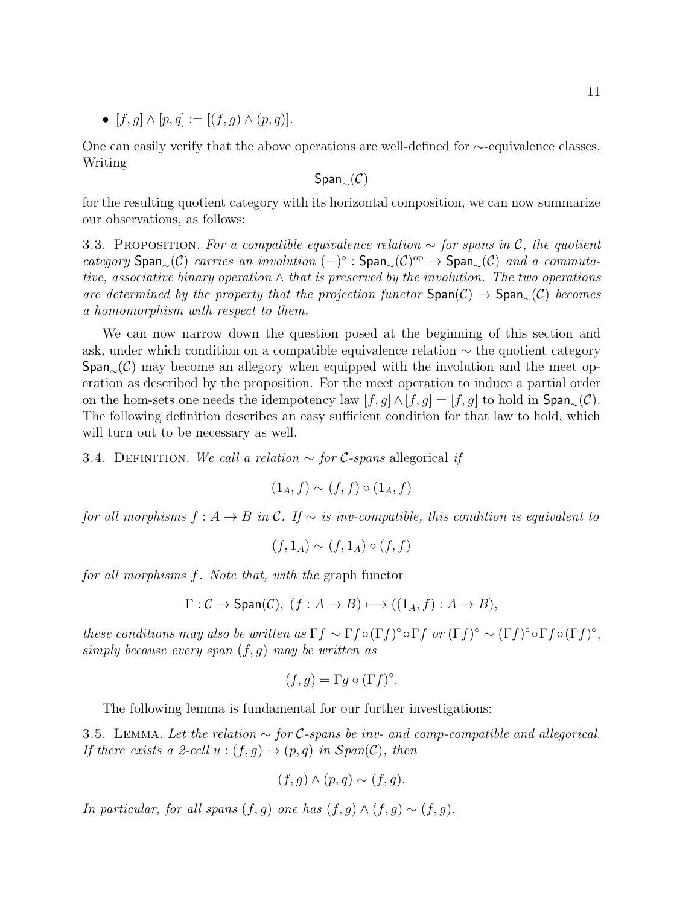- $[f, g] \wedge [p, q] := [(f, g) \wedge (p, q)]$.

One can easily verify that the above operations are well-defined for $\sim$-equivalence classes. Writing

$$\mathsf{Span}_{\sim}(\mathcal{C})$$

for the resulting quotient category with its horizontal composition, we can now summarize our observations, as follows:

3.3. Proposition. *For a compatible equivalence relation $\sim$ for spans in $\mathcal{C}$, the quotient category $\mathsf{Span}_{\sim}(\mathcal{C})$ carries an involution $(-)^{\circ} : \mathsf{Span}_{\sim}(\mathcal{C})^{\mathrm{op}} \to \mathsf{Span}_{\sim}(\mathcal{C})$ and a commutative, associative binary operation $\wedge$ that is preserved by the involution. The two operations are determined by the property that the projection functor $\mathsf{Span}(\mathcal{C}) \to \mathsf{Span}_{\sim}(\mathcal{C})$ becomes a homomorphism with respect to them.*

We can now narrow down the question posed at the beginning of this section and ask, under which condition on a compatible equivalence relation $\sim$ the quotient category $\mathsf{Span}_{\sim}(\mathcal{C})$ may become an allegory when equipped with the involution and the meet operation as described by the proposition. For the meet operation to induce a partial order on the hom-sets one needs the idempotency law $[f, g] \wedge [f, g] = [f, g]$ to hold in $\mathsf{Span}_{\sim}(\mathcal{C})$. The following definition describes an easy sufficient condition for that law to hold, which will turn out to be necessary as well.

3.4. Definition. *We call a relation $\sim$ for $\mathcal{C}$-spans* allegorical *if*

$$(1_A, f) \sim (f, f) \circ (1_A, f)$$

*for all morphisms $f : A \to B$ in $\mathcal{C}$. If $\sim$ is inv-compatible, this condition is equivalent to*

$$(f, 1_A) \sim (f, 1_A) \circ (f, f)$$

*for all morphisms $f$. Note that, with the* graph functor

$$\Gamma : \mathcal{C} \to \mathsf{Span}(\mathcal{C}),\ (f : A \to B) \longmapsto ((1_A, f) : A \to B),$$

*these conditions may also be written as $\Gamma f \sim \Gamma f \circ (\Gamma f)^{\circ} \circ \Gamma f$ or $(\Gamma f)^{\circ} \sim (\Gamma f)^{\circ} \circ \Gamma f \circ (\Gamma f)^{\circ}$, simply because every span $(f, g)$ may be written as*

$$(f, g) = \Gamma g \circ (\Gamma f)^{\circ}.$$

The following lemma is fundamental for our further investigations:

3.5. Lemma. *Let the relation $\sim$ for $\mathcal{C}$-spans be inv- and comp-compatible and allegorical. If there exists a 2-cell $u : (f, g) \to (p, q)$ in $\mathcal{S}pan(\mathcal{C})$, then*

$$(f, g) \wedge (p, q) \sim (f, g).$$

*In particular, for all spans $(f, g)$ one has $(f, g) \wedge (f, g) \sim (f, g)$.*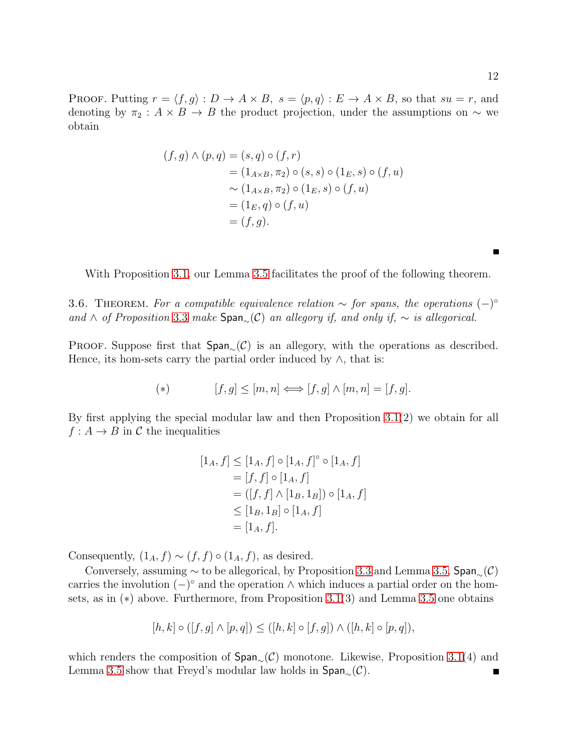Proof. Putting $r = \langle f, g\rangle : D \to A \times B,\ s = \langle p, q\rangle : E \to A \times B$, so that $su = r$, and denoting by $\pi_2 : A \times B \to B$ the product projection, under the assumptions on $\sim$ we obtain

$$
\begin{aligned}
(f, g) \wedge (p, q) &= (s, q) \circ (f, r) \\
&= (1_{A\times B}, \pi_2) \circ (s, s) \circ (1_E, s) \circ (f, u) \\
&\sim (1_{A\times B}, \pi_2) \circ (1_E, s) \circ (f, u) \\
&= (1_E, q) \circ (f, u) \\
&= (f, g).
\end{aligned}
$$

∎

With Proposition 3.1, our Lemma 3.5 facilitates the proof of the following theorem.

3.6. Theorem. *For a compatible equivalence relation $\sim$ for spans, the operations $(-)^\circ$ and $\wedge$ of Proposition 3.3 make $\mathsf{Span}_\sim(\mathcal{C})$ an allegory if, and only if, $\sim$ is allegorical.*

Proof. Suppose first that $\mathsf{Span}_\sim(\mathcal{C})$ is an allegory, with the operations as described. Hence, its hom-sets carry the partial order induced by $\wedge$, that is:

$$
(*) \qquad [f, g] \le [m, n] \iff [f, g] \wedge [m, n] = [f, g].
$$

By first applying the special modular law and then Proposition 3.1(2) we obtain for all $f : A \to B$ in $\mathcal{C}$ the inequalities

$$
\begin{aligned}
[1_A, f] &\le [1_A, f] \circ [1_A, f]^\circ \circ [1_A, f] \\
&= [f, f] \circ [1_A, f] \\
&= ([f, f] \wedge [1_B, 1_B]) \circ [1_A, f] \\
&\le [1_B, 1_B] \circ [1_A, f] \\
&= [1_A, f].
\end{aligned}
$$

Consequently, $(1_A, f) \sim (f, f) \circ (1_A, f)$, as desired.

Conversely, assuming $\sim$ to be allegorical, by Proposition 3.3 and Lemma 3.5, $\mathsf{Span}_\sim(\mathcal{C})$ carries the involution $(-)^\circ$ and the operation $\wedge$ which induces a partial order on the hom-sets, as in $(*)$ above. Furthermore, from Proposition 3.1(3) and Lemma 3.5 one obtains

$$
[h, k] \circ ([f, g] \wedge [p, q]) \le ([h, k] \circ [f, g]) \wedge ([h, k] \circ [p, q]),
$$

which renders the composition of $\mathsf{Span}_\sim(\mathcal{C})$ monotone. Likewise, Proposition 3.1(4) and Lemma 3.5 show that Freyd's modular law holds in $\mathsf{Span}_\sim(\mathcal{C})$. ∎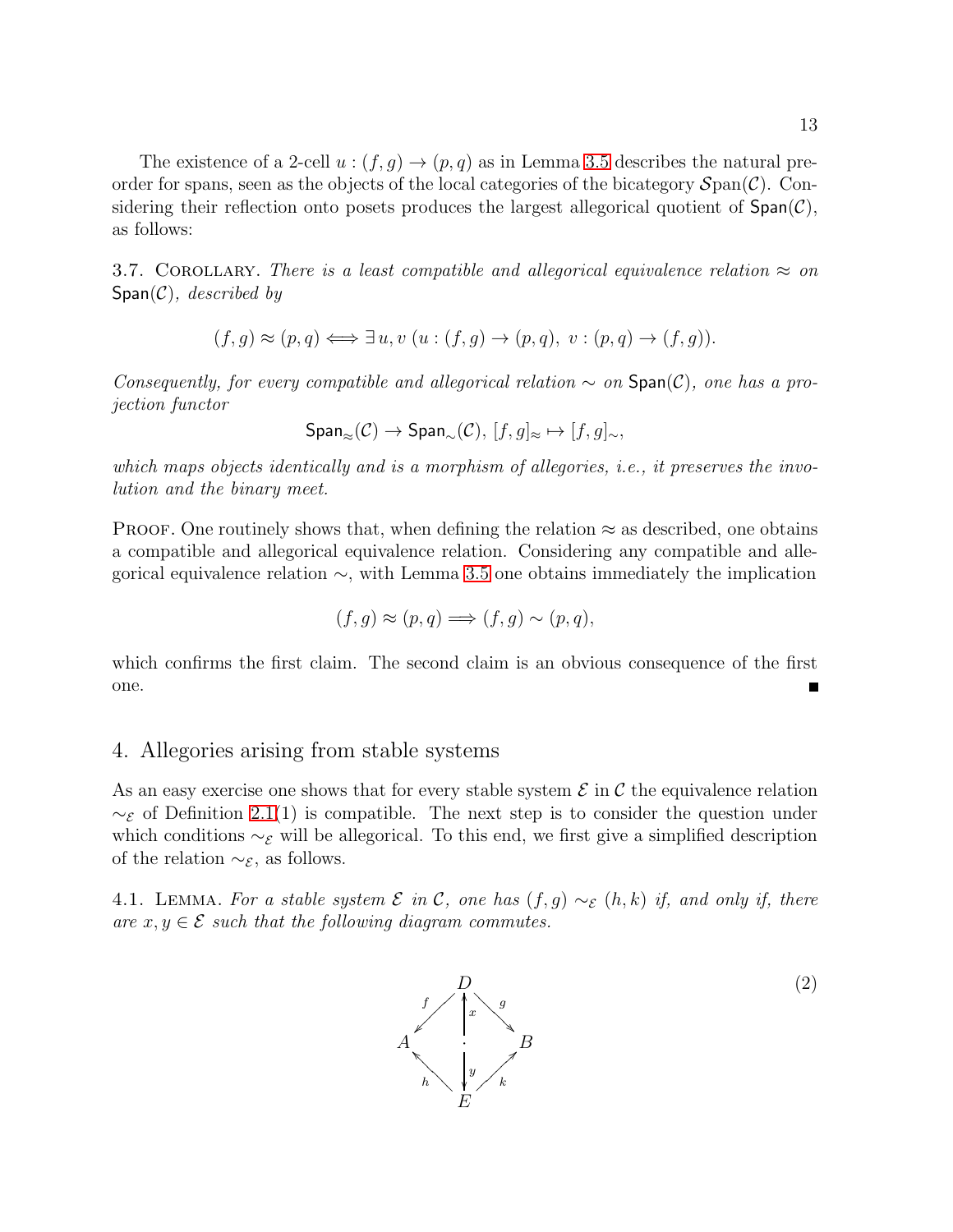The existence of a 2-cell $u : (f, g) \to (p, q)$ as in Lemma 3.5 describes the natural preorder for spans, seen as the objects of the local categories of the bicategory $\mathcal{S}\mathrm{pan}(\mathcal{C})$. Considering their reflection onto posets produces the largest allegorical quotient of $\mathsf{Span}(\mathcal{C})$, as follows:

3.7. Corollary. *There is a least compatible and allegorical equivalence relation $\approx$ on $\mathsf{Span}(\mathcal{C})$, described by*

$$(f, g) \approx (p, q) \Longleftrightarrow \exists\, u, v\ (u : (f, g) \to (p, q),\ v : (p, q) \to (f, g)).$$

*Consequently, for every compatible and allegorical relation $\sim$ on $\mathsf{Span}(\mathcal{C})$, one has a projection functor*

$$\mathsf{Span}_{\approx}(\mathcal{C}) \to \mathsf{Span}_{\sim}(\mathcal{C}),\ [f, g]_{\approx} \mapsto [f, g]_{\sim},$$

*which maps objects identically and is a morphism of allegories, i.e., it preserves the involution and the binary meet.*

Proof. One routinely shows that, when defining the relation $\approx$ as described, one obtains a compatible and allegorical equivalence relation. Considering any compatible and allegorical equivalence relation $\sim$, with Lemma 3.5 one obtains immediately the implication

$$(f, g) \approx (p, q) \Longrightarrow (f, g) \sim (p, q),$$

which confirms the first claim. The second claim is an obvious consequence of the first one. ∎

## 4. Allegories arising from stable systems

As an easy exercise one shows that for every stable system $\mathcal{E}$ in $\mathcal{C}$ the equivalence relation $\sim_{\mathcal{E}}$ of Definition 2.1(1) is compatible. The next step is to consider the question under which conditions $\sim_{\mathcal{E}}$ will be allegorical. To this end, we first give a simplified description of the relation $\sim_{\mathcal{E}}$, as follows.

4.1. Lemma. *For a stable system $\mathcal{E}$ in $\mathcal{C}$, one has $(f, g) \sim_{\mathcal{E}} (h, k)$ if, and only if, there are $x, y \in \mathcal{E}$ such that the following diagram commutes.*

$$\begin{array}{ccccc} & & D & & \\ & \swarrow^{f} & \uparrow x & \searrow^{g} & \\ A & & \cdot & & B \\ & \nwarrow_{h} & \downarrow y & \nearrow_{k} & \\ & & E & & \end{array} \tag{2}$$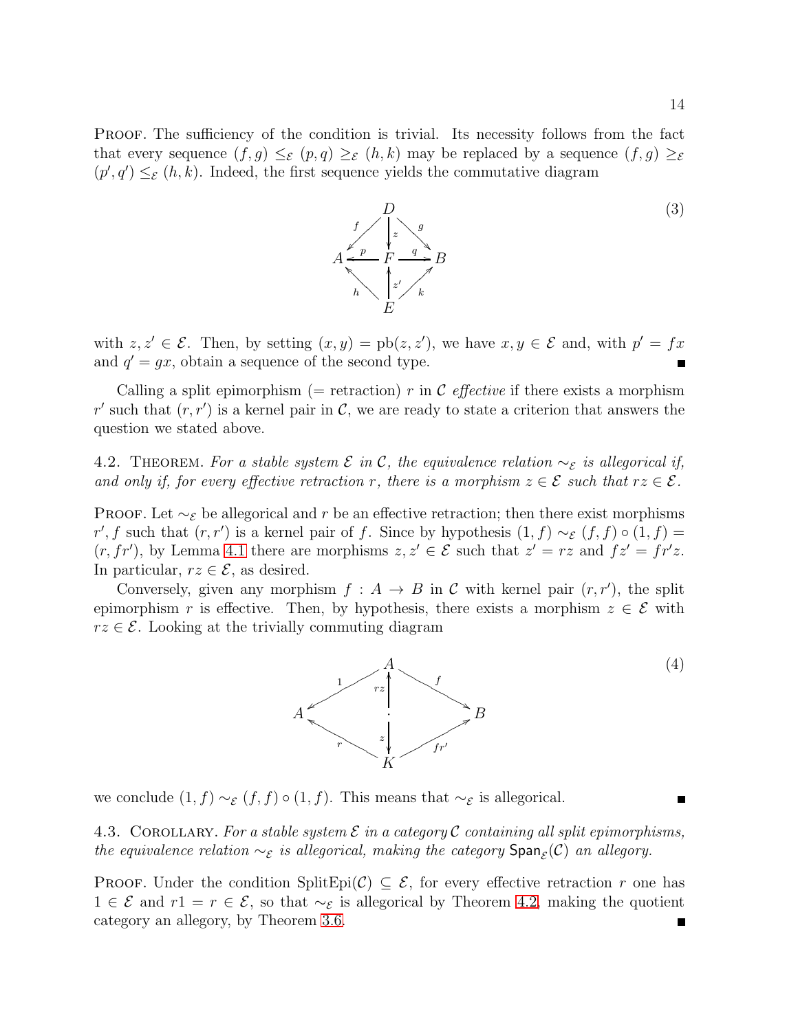PROOF. The sufficiency of the condition is trivial. Its necessity follows from the fact that every sequence $(f,g) \leq_{\mathcal{E}} (p,q) \geq_{\mathcal{E}} (h,k)$ may be replaced by a sequence $(f,g) \geq_{\mathcal{E}} (p',q') \leq_{\mathcal{E}} (h,k)$. Indeed, the first sequence yields the commutative diagram

$$\begin{array}{ccccc} & & D & & \\ & \swarrow^{f} & \downarrow^{z} & \searrow^{g} & \\ A & \xleftarrow{p} & F & \xrightarrow{q} & B \\ & \nwarrow_{h} & \uparrow^{z'} & \nearrow_{k} & \\ & & E & & \end{array} \tag{3}$$

with $z, z' \in \mathcal{E}$. Then, by setting $(x,y) = \mathrm{pb}(z,z')$, we have $x, y \in \mathcal{E}$ and, with $p' = fx$ and $q' = gx$, obtain a sequence of the second type. ∎

Calling a split epimorphism (= retraction) $r$ in $\mathcal{C}$ *effective* if there exists a morphism $r'$ such that $(r,r')$ is a kernel pair in $\mathcal{C}$, we are ready to state a criterion that answers the question we stated above.

4.2. THEOREM. *For a stable system $\mathcal{E}$ in $\mathcal{C}$, the equivalence relation $\sim_{\mathcal{E}}$ is allegorical if, and only if, for every effective retraction $r$, there is a morphism $z \in \mathcal{E}$ such that $rz \in \mathcal{E}$.*

PROOF. Let $\sim_{\mathcal{E}}$ be allegorical and $r$ be an effective retraction; then there exist morphisms $r', f$ such that $(r,r')$ is a kernel pair of $f$. Since by hypothesis $(1,f) \sim_{\mathcal{E}} (f,f) \circ (1,f) = (r, fr')$, by Lemma 4.1 there are morphisms $z, z' \in \mathcal{E}$ such that $z' = rz$ and $fz' = fr'z$. In particular, $rz \in \mathcal{E}$, as desired.

Conversely, given any morphism $f : A \to B$ in $\mathcal{C}$ with kernel pair $(r,r')$, the split epimorphism $r$ is effective. Then, by hypothesis, there exists a morphism $z \in \mathcal{E}$ with $rz \in \mathcal{E}$. Looking at the trivially commuting diagram

$$\begin{array}{ccccc} & & A & & \\ & \swarrow^{1} & \uparrow^{rz} & \searrow^{f} & \\ A & & \cdot & & B \\ & \nwarrow_{r} & \downarrow^{z} & \nearrow_{fr'} & \\ & & K & & \end{array} \tag{4}$$

we conclude $(1,f) \sim_{\mathcal{E}} (f,f) \circ (1,f)$. This means that $\sim_{\mathcal{E}}$ is allegorical. ∎

4.3. COROLLARY. *For a stable system $\mathcal{E}$ in a category $\mathcal{C}$ containing all split epimorphisms, the equivalence relation $\sim_{\mathcal{E}}$ is allegorical, making the category $\mathsf{Span}_{\mathcal{E}}(\mathcal{C})$ an allegory.*

PROOF. Under the condition $\mathrm{SplitEpi}(\mathcal{C}) \subseteq \mathcal{E}$, for every effective retraction $r$ one has $1 \in \mathcal{E}$ and $r1 = r \in \mathcal{E}$, so that $\sim_{\mathcal{E}}$ is allegorical by Theorem 4.2, making the quotient category an allegory, by Theorem 3.6. ∎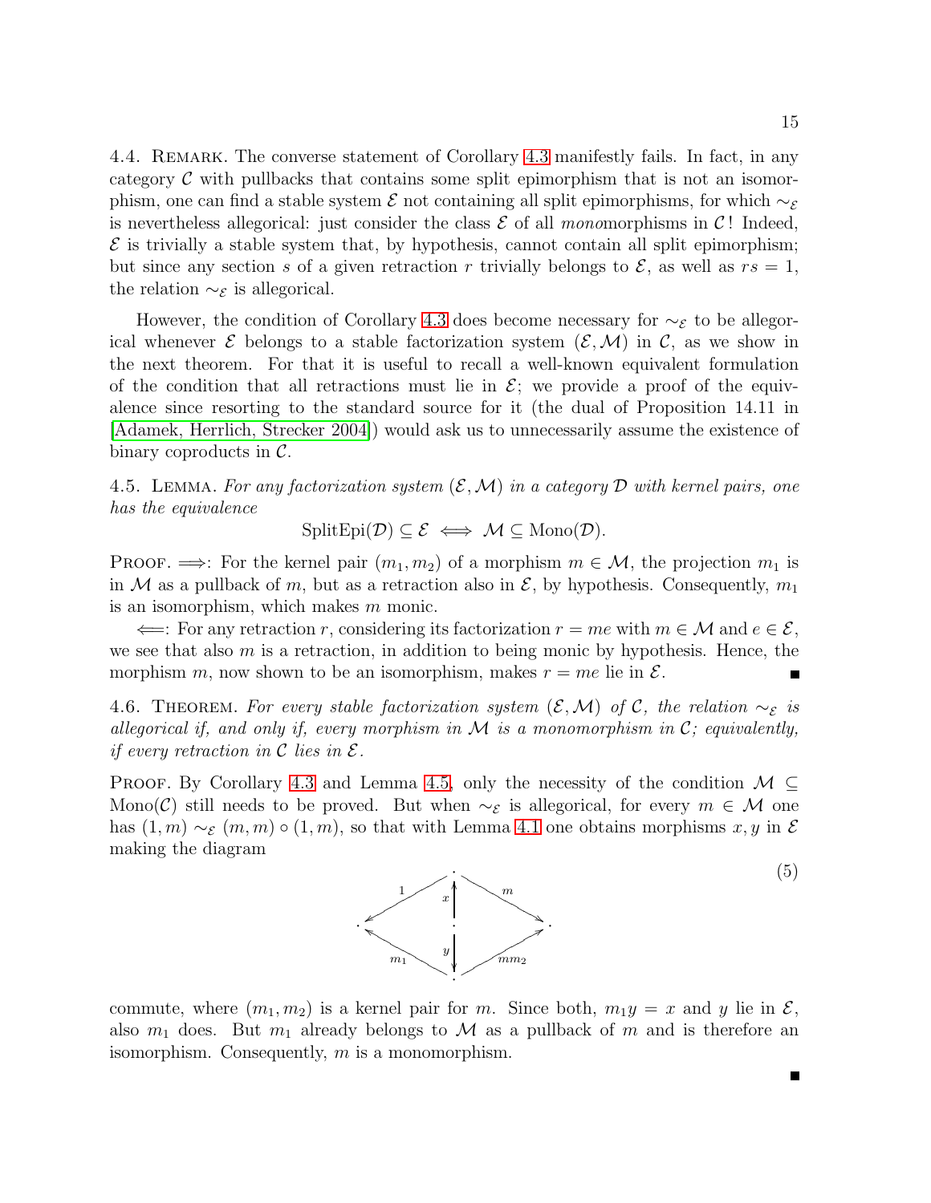4.4. Remark. The converse statement of Corollary 4.3 manifestly fails. In fact, in any category $\mathcal{C}$ with pullbacks that contains some split epimorphism that is not an isomorphism, one can find a stable system $\mathcal{E}$ not containing all split epimorphisms, for which $\sim_{\mathcal{E}}$ is nevertheless allegorical: just consider the class $\mathcal{E}$ of all *mono*morphisms in $\mathcal{C}$! Indeed, $\mathcal{E}$ is trivially a stable system that, by hypothesis, cannot contain all split epimorphism; but since any section $s$ of a given retraction $r$ trivially belongs to $\mathcal{E}$, as well as $rs = 1$, the relation $\sim_{\mathcal{E}}$ is allegorical.

However, the condition of Corollary 4.3 does become necessary for $\sim_{\mathcal{E}}$ to be allegorical whenever $\mathcal{E}$ belongs to a stable factorization system $(\mathcal{E}, \mathcal{M})$ in $\mathcal{C}$, as we show in the next theorem. For that it is useful to recall a well-known equivalent formulation of the condition that all retractions must lie in $\mathcal{E}$; we provide a proof of the equivalence since resorting to the standard source for it (the dual of Proposition 14.11 in [Adamek, Herrlich, Strecker 2004]) would ask us to unnecessarily assume the existence of binary coproducts in $\mathcal{C}$.

4.5. Lemma. *For any factorization system $(\mathcal{E}, \mathcal{M})$ in a category $\mathcal{D}$ with kernel pairs, one has the equivalence*

$$\mathrm{SplitEpi}(\mathcal{D}) \subseteq \mathcal{E} \iff \mathcal{M} \subseteq \mathrm{Mono}(\mathcal{D}).$$

Proof. $\Longrightarrow$: For the kernel pair $(m_1, m_2)$ of a morphism $m \in \mathcal{M}$, the projection $m_1$ is in $\mathcal{M}$ as a pullback of $m$, but as a retraction also in $\mathcal{E}$, by hypothesis. Consequently, $m_1$ is an isomorphism, which makes $m$ monic.

$\Longleftarrow$: For any retraction $r$, considering its factorization $r = me$ with $m \in \mathcal{M}$ and $e \in \mathcal{E}$, we see that also $m$ is a retraction, in addition to being monic by hypothesis. Hence, the morphism $m$, now shown to be an isomorphism, makes $r = me$ lie in $\mathcal{E}$. ∎

4.6. Theorem. *For every stable factorization system $(\mathcal{E}, \mathcal{M})$ of $\mathcal{C}$, the relation $\sim_{\mathcal{E}}$ is allegorical if, and only if, every morphism in $\mathcal{M}$ is a monomorphism in $\mathcal{C}$; equivalently, if every retraction in $\mathcal{C}$ lies in $\mathcal{E}$.*

Proof. By Corollary 4.3 and Lemma 4.5, only the necessity of the condition $\mathcal{M} \subseteq \mathrm{Mono}(\mathcal{C})$ still needs to be proved. But when $\sim_{\mathcal{E}}$ is allegorical, for every $m \in \mathcal{M}$ one has $(1, m) \sim_{\mathcal{E}} (m, m) \circ (1, m)$, so that with Lemma 4.1 one obtains morphisms $x, y$ in $\mathcal{E}$ making the diagram

$$\begin{array}{ccccc} & & \cdot & & \\ & {}^{1}\swarrow & \uparrow x & \searrow^{m} & \\ \cdot & & \cdot & & \cdot \\ & {}_{m_1}\nwarrow & \downarrow y & \nearrow_{mm_2} & \\ & & \cdot & & \end{array} \qquad (5)$$

commute, where $(m_1, m_2)$ is a kernel pair for $m$. Since both, $m_1 y = x$ and $y$ lie in $\mathcal{E}$, also $m_1$ does. But $m_1$ already belongs to $\mathcal{M}$ as a pullback of $m$ and is therefore an isomorphism. Consequently, $m$ is a monomorphism. ∎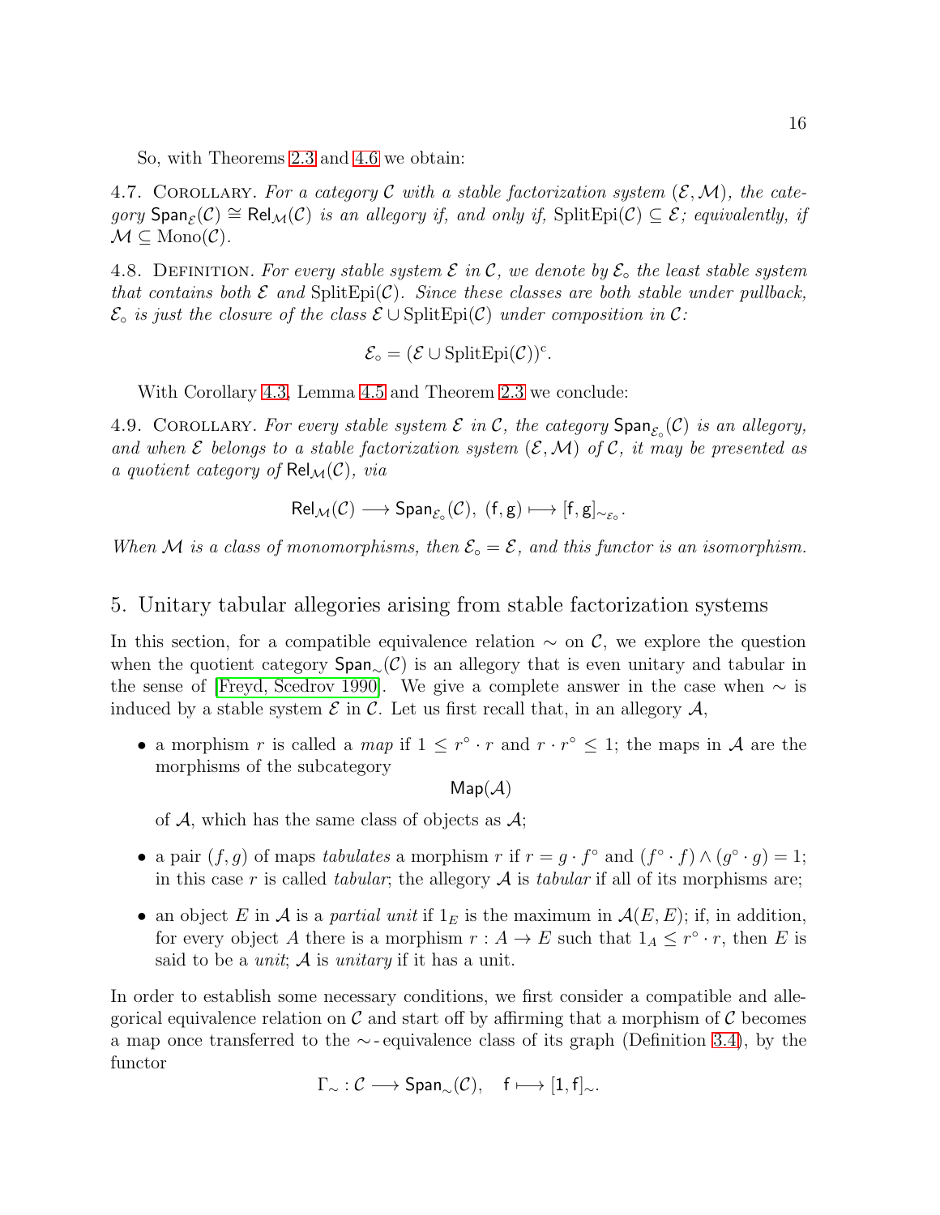So, with Theorems 2.3 and 4.6 we obtain:

4.7. Corollary. *For a category $\mathcal{C}$ with a stable factorization system $(\mathcal{E}, \mathcal{M})$, the category $\mathsf{Span}_{\mathcal{E}}(\mathcal{C}) \cong \mathsf{Rel}_{\mathcal{M}}(\mathcal{C})$ is an allegory if, and only if, $\mathrm{SplitEpi}(\mathcal{C}) \subseteq \mathcal{E}$; equivalently, if $\mathcal{M} \subseteq \mathrm{Mono}(\mathcal{C})$.*

4.8. Definition. *For every stable system $\mathcal{E}$ in $\mathcal{C}$, we denote by $\mathcal{E}_\circ$ the least stable system that contains both $\mathcal{E}$ and $\mathrm{SplitEpi}(\mathcal{C})$. Since these classes are both stable under pullback, $\mathcal{E}_\circ$ is just the closure of the class $\mathcal{E} \cup \mathrm{SplitEpi}(\mathcal{C})$ under composition in $\mathcal{C}$:*

$$\mathcal{E}_\circ = (\mathcal{E} \cup \mathrm{SplitEpi}(\mathcal{C}))^{\mathrm{c}}.$$

With Corollary 4.3, Lemma 4.5 and Theorem 2.3 we conclude:

4.9. Corollary. *For every stable system $\mathcal{E}$ in $\mathcal{C}$, the category $\mathsf{Span}_{\mathcal{E}_\circ}(\mathcal{C})$ is an allegory, and when $\mathcal{E}$ belongs to a stable factorization system $(\mathcal{E}, \mathcal{M})$ of $\mathcal{C}$, it may be presented as a quotient category of $\mathsf{Rel}_{\mathcal{M}}(\mathcal{C})$, via*

$$\mathsf{Rel}_{\mathcal{M}}(\mathcal{C}) \longrightarrow \mathsf{Span}_{\mathcal{E}_\circ}(\mathcal{C}),\ (\mathsf{f}, \mathsf{g}) \longmapsto [\mathsf{f}, \mathsf{g}]_{\sim_{\mathcal{E}_\circ}}.$$

*When $\mathcal{M}$ is a class of monomorphisms, then $\mathcal{E}_\circ = \mathcal{E}$, and this functor is an isomorphism.*

## 5. Unitary tabular allegories arising from stable factorization systems

In this section, for a compatible equivalence relation $\sim$ on $\mathcal{C}$, we explore the question when the quotient category $\mathsf{Span}_\sim(\mathcal{C})$ is an allegory that is even unitary and tabular in the sense of [Freyd, Scedrov 1990]. We give a complete answer in the case when $\sim$ is induced by a stable system $\mathcal{E}$ in $\mathcal{C}$. Let us first recall that, in an allegory $\mathcal{A}$,

- a morphism $r$ is called a *map* if $1 \leq r^\circ \cdot r$ and $r \cdot r^\circ \leq 1$; the maps in $\mathcal{A}$ are the morphisms of the subcategory
$$\mathsf{Map}(\mathcal{A})$$
of $\mathcal{A}$, which has the same class of objects as $\mathcal{A}$;
- a pair $(f, g)$ of maps *tabulates* a morphism $r$ if $r = g \cdot f^\circ$ and $(f^\circ \cdot f) \wedge (g^\circ \cdot g) = 1$; in this case $r$ is called *tabular*; the allegory $\mathcal{A}$ is *tabular* if all of its morphisms are;
- an object $E$ in $\mathcal{A}$ is a *partial unit* if $1_E$ is the maximum in $\mathcal{A}(E, E)$; if, in addition, for every object $A$ there is a morphism $r : A \to E$ such that $1_A \leq r^\circ \cdot r$, then $E$ is said to be a *unit*; $\mathcal{A}$ is *unitary* if it has a unit.

In order to establish some necessary conditions, we first consider a compatible and allegorical equivalence relation on $\mathcal{C}$ and start off by affirming that a morphism of $\mathcal{C}$ becomes a map once transferred to the $\sim$-equivalence class of its graph (Definition 3.4), by the functor

$$\Gamma_\sim : \mathcal{C} \longrightarrow \mathsf{Span}_\sim(\mathcal{C}), \quad \mathsf{f} \longmapsto [1, \mathsf{f}]_\sim.$$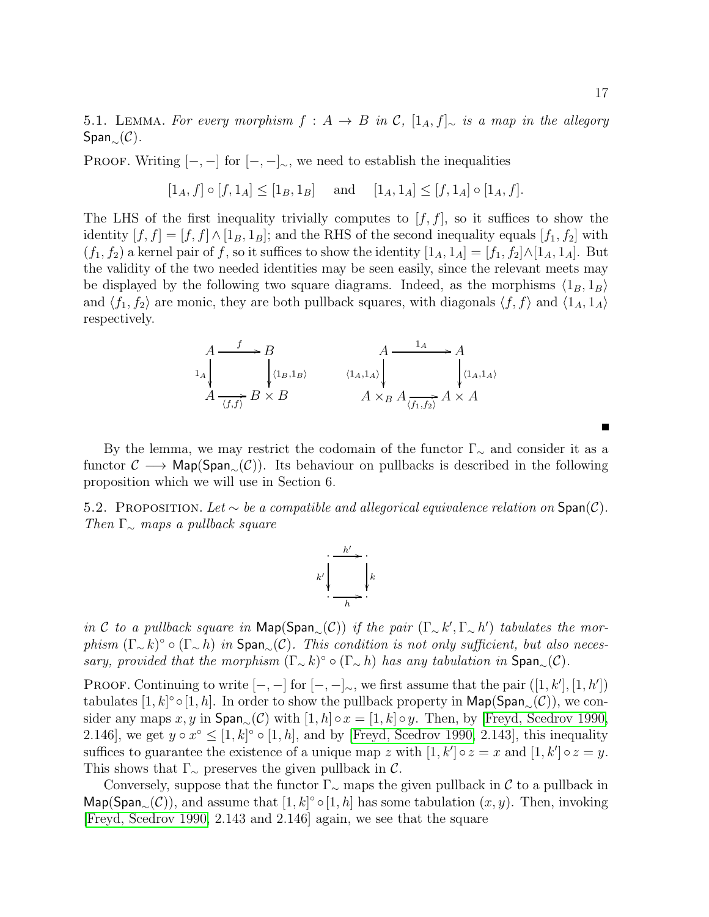5.1. Lemma. *For every morphism $f : A \to B$ in $\mathcal{C}$, $[1_A, f]_\sim$ is a map in the allegory $\mathsf{Span}_\sim(\mathcal{C})$.*

Proof. Writing $[-,-]$ for $[-,-]_\sim$, we need to establish the inequalities

$$[1_A, f] \circ [f, 1_A] \leq [1_B, 1_B] \quad \text{and} \quad [1_A, 1_A] \leq [f, 1_A] \circ [1_A, f].$$

The LHS of the first inequality trivially computes to $[f, f]$, so it suffices to show the identity $[f, f] = [f, f] \wedge [1_B, 1_B]$; and the RHS of the second inequality equals $[f_1, f_2]$ with $(f_1, f_2)$ a kernel pair of $f$, so it suffices to show the identity $[1_A, 1_A] = [f_1, f_2] \wedge [1_A, 1_A]$. But the validity of the two needed identities may be seen easily, since the relevant meets may be displayed by the following two square diagrams. Indeed, as the morphisms $\langle 1_B, 1_B \rangle$ and $\langle f_1, f_2 \rangle$ are monic, they are both pullback squares, with diagonals $\langle f, f \rangle$ and $\langle 1_A, 1_A \rangle$ respectively.

$$\begin{array}{ccc} A & \xrightarrow{f} & B \\ {\scriptstyle 1_A}\downarrow & & \downarrow{\scriptstyle \langle 1_B, 1_B \rangle} \\ A & \xrightarrow[\langle f, f \rangle]{} & B \times B \end{array} \qquad\qquad \begin{array}{ccc} A & \xrightarrow{1_A} & A \\ {\scriptstyle \langle 1_A, 1_A \rangle}\downarrow & & \downarrow{\scriptstyle \langle 1_A, 1_A \rangle} \\ A \times_B A & \xrightarrow[\langle f_1, f_2 \rangle]{} & A \times A \end{array}$$

∎

By the lemma, we may restrict the codomain of the functor $\Gamma_\sim$ and consider it as a functor $\mathcal{C} \longrightarrow \mathsf{Map}(\mathsf{Span}_\sim(\mathcal{C}))$. Its behaviour on pullbacks is described in the following proposition which we will use in Section 6.

5.2. Proposition. *Let $\sim$ be a compatible and allegorical equivalence relation on $\mathsf{Span}(\mathcal{C})$. Then $\Gamma_\sim$ maps a pullback square*

$$\begin{array}{ccc} \cdot & \xrightarrow{h'} & \cdot \\ {\scriptstyle k'}\downarrow & & \downarrow{\scriptstyle k} \\ \cdot & \xrightarrow[h]{} & \cdot \end{array}$$

*in $\mathcal{C}$ to a pullback square in $\mathsf{Map}(\mathsf{Span}_\sim(\mathcal{C}))$ if the pair $(\Gamma_\sim k', \Gamma_\sim h')$ tabulates the morphism $(\Gamma_\sim k)^\circ \circ (\Gamma_\sim h)$ in $\mathsf{Span}_\sim(\mathcal{C})$. This condition is not only sufficient, but also necessary, provided that the morphism $(\Gamma_\sim k)^\circ \circ (\Gamma_\sim h)$ has any tabulation in $\mathsf{Span}_\sim(\mathcal{C})$.*

Proof. Continuing to write $[-,-]$ for $[-,-]_\sim$, we first assume that the pair $([1, k'], [1, h'])$ tabulates $[1, k]^\circ \circ [1, h]$. In order to show the pullback property in $\mathsf{Map}(\mathsf{Span}_\sim(\mathcal{C}))$, we consider any maps $x, y$ in $\mathsf{Span}_\sim(\mathcal{C})$ with $[1, h] \circ x = [1, k] \circ y$. Then, by [Freyd, Scedrov 1990, 2.146], we get $y \circ x^\circ \leq [1, k]^\circ \circ [1, h]$, and by [Freyd, Scedrov 1990, 2.143], this inequality suffices to guarantee the existence of a unique map $z$ with $[1, k'] \circ z = x$ and $[1, k'] \circ z = y$. This shows that $\Gamma_\sim$ preserves the given pullback in $\mathcal{C}$.

Conversely, suppose that the functor $\Gamma_\sim$ maps the given pullback in $\mathcal{C}$ to a pullback in $\mathsf{Map}(\mathsf{Span}_\sim(\mathcal{C}))$, and assume that $[1, k]^\circ \circ [1, h]$ has some tabulation $(x, y)$. Then, invoking [Freyd, Scedrov 1990, 2.143 and 2.146] again, we see that the square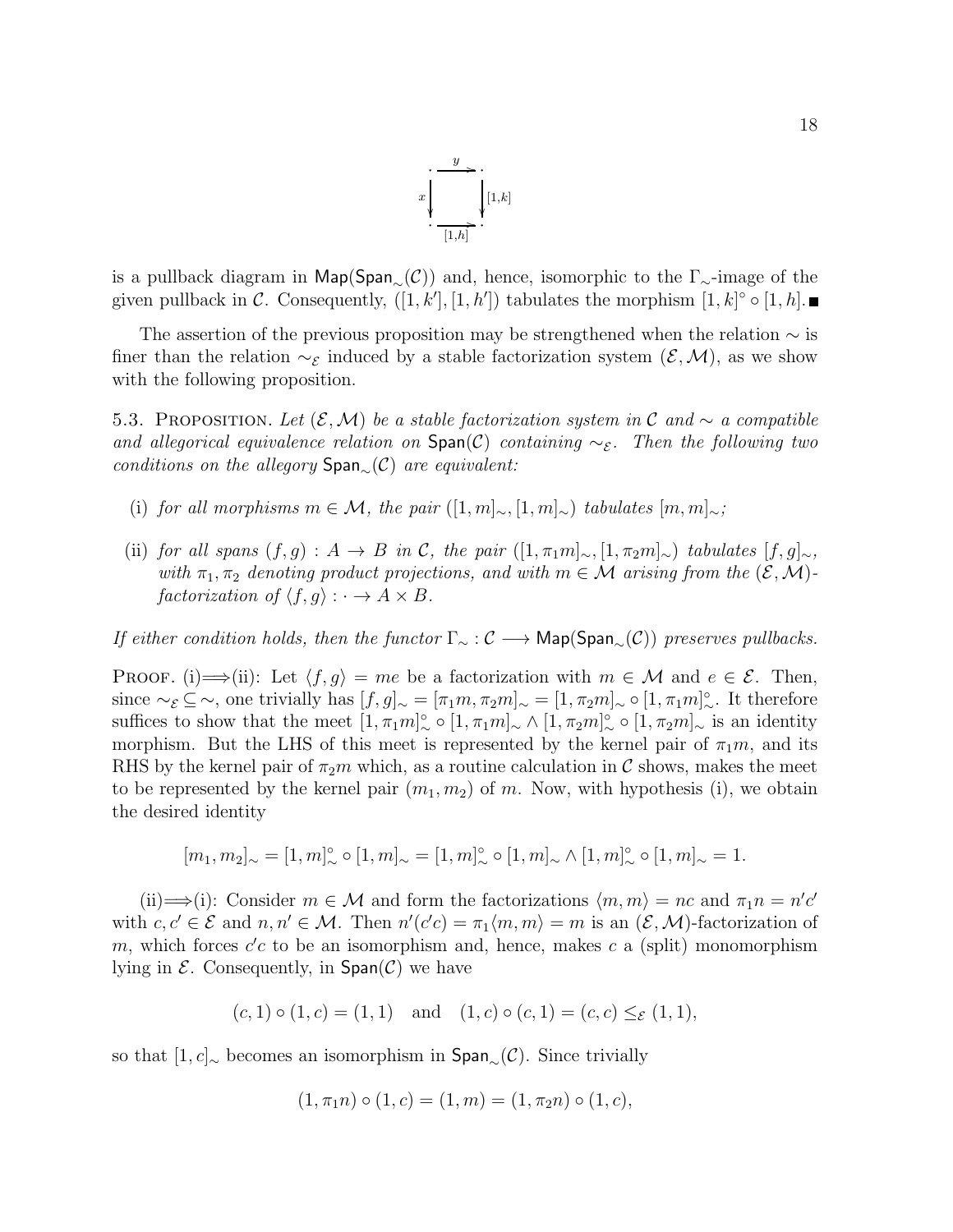$$\begin{array}{ccc} \cdot & \xrightarrow{y} & \cdot \\ {\scriptstyle x}\downarrow & & \downarrow{\scriptstyle [1,k]} \\ \cdot & \xrightarrow[{[1,h]}]{} & \cdot \end{array}$$

is a pullback diagram in $\mathsf{Map}(\mathsf{Span}_\sim(\mathcal{C}))$ and, hence, isomorphic to the $\Gamma_\sim$-image of the given pullback in $\mathcal{C}$. Consequently, $([1,k'],[1,h'])$ tabulates the morphism $[1,k]^\circ \circ [1,h]$. ■

The assertion of the previous proposition may be strengthened when the relation $\sim$ is finer than the relation $\sim_\mathcal{E}$ induced by a stable factorization system $(\mathcal{E},\mathcal{M})$, as we show with the following proposition.

5.3. Proposition. *Let $(\mathcal{E},\mathcal{M})$ be a stable factorization system in $\mathcal{C}$ and $\sim$ a compatible and allegorical equivalence relation on $\mathsf{Span}(\mathcal{C})$ containing $\sim_\mathcal{E}$. Then the following two conditions on the allegory $\mathsf{Span}_\sim(\mathcal{C})$ are equivalent:*

- (i) *for all morphisms $m \in \mathcal{M}$, the pair $([1,m]_\sim,[1,m]_\sim)$ tabulates $[m,m]_\sim$;*
- (ii) *for all spans $(f,g): A \to B$ in $\mathcal{C}$, the pair $([1,\pi_1 m]_\sim,[1,\pi_2 m]_\sim)$ tabulates $[f,g]_\sim$, with $\pi_1,\pi_2$ denoting product projections, and with $m \in \mathcal{M}$ arising from the $(\mathcal{E},\mathcal{M})$-factorization of $\langle f,g\rangle : \cdot \to A \times B$.*

*If either condition holds, then the functor $\Gamma_\sim : \mathcal{C} \longrightarrow \mathsf{Map}(\mathsf{Span}_\sim(\mathcal{C}))$ preserves pullbacks.*

Proof. (i)$\Longrightarrow$(ii): Let $\langle f,g\rangle = me$ be a factorization with $m \in \mathcal{M}$ and $e \in \mathcal{E}$. Then, since $\sim_\mathcal{E} \subseteq \sim$, one trivially has $[f,g]_\sim = [\pi_1 m,\pi_2 m]_\sim = [1,\pi_2 m]_\sim \circ [1,\pi_1 m]^\circ_\sim$. It therefore suffices to show that the meet $[1,\pi_1 m]^\circ_\sim \circ [1,\pi_1 m]_\sim \wedge [1,\pi_2 m]^\circ_\sim \circ [1,\pi_2 m]_\sim$ is an identity morphism. But the LHS of this meet is represented by the kernel pair of $\pi_1 m$, and its RHS by the kernel pair of $\pi_2 m$ which, as a routine calculation in $\mathcal{C}$ shows, makes the meet to be represented by the kernel pair $(m_1,m_2)$ of $m$. Now, with hypothesis (i), we obtain the desired identity

$$[m_1,m_2]_\sim = [1,m]^\circ_\sim \circ [1,m]_\sim = [1,m]^\circ_\sim \circ [1,m]_\sim \wedge [1,m]^\circ_\sim \circ [1,m]_\sim = 1.$$

(ii)$\Longrightarrow$(i): Consider $m \in \mathcal{M}$ and form the factorizations $\langle m,m\rangle = nc$ and $\pi_1 n = n'c'$ with $c,c' \in \mathcal{E}$ and $n,n' \in \mathcal{M}$. Then $n'(c'c) = \pi_1\langle m,m\rangle = m$ is an $(\mathcal{E},\mathcal{M})$-factorization of $m$, which forces $c'c$ to be an isomorphism and, hence, makes $c$ a (split) monomorphism lying in $\mathcal{E}$. Consequently, in $\mathsf{Span}(\mathcal{C})$ we have

$$(c,1)\circ(1,c) = (1,1) \quad \text{and} \quad (1,c)\circ(c,1) = (c,c) \leq_\mathcal{E} (1,1),$$

so that $[1,c]_\sim$ becomes an isomorphism in $\mathsf{Span}_\sim(\mathcal{C})$. Since trivially

$$(1,\pi_1 n)\circ(1,c) = (1,m) = (1,\pi_2 n)\circ(1,c),$$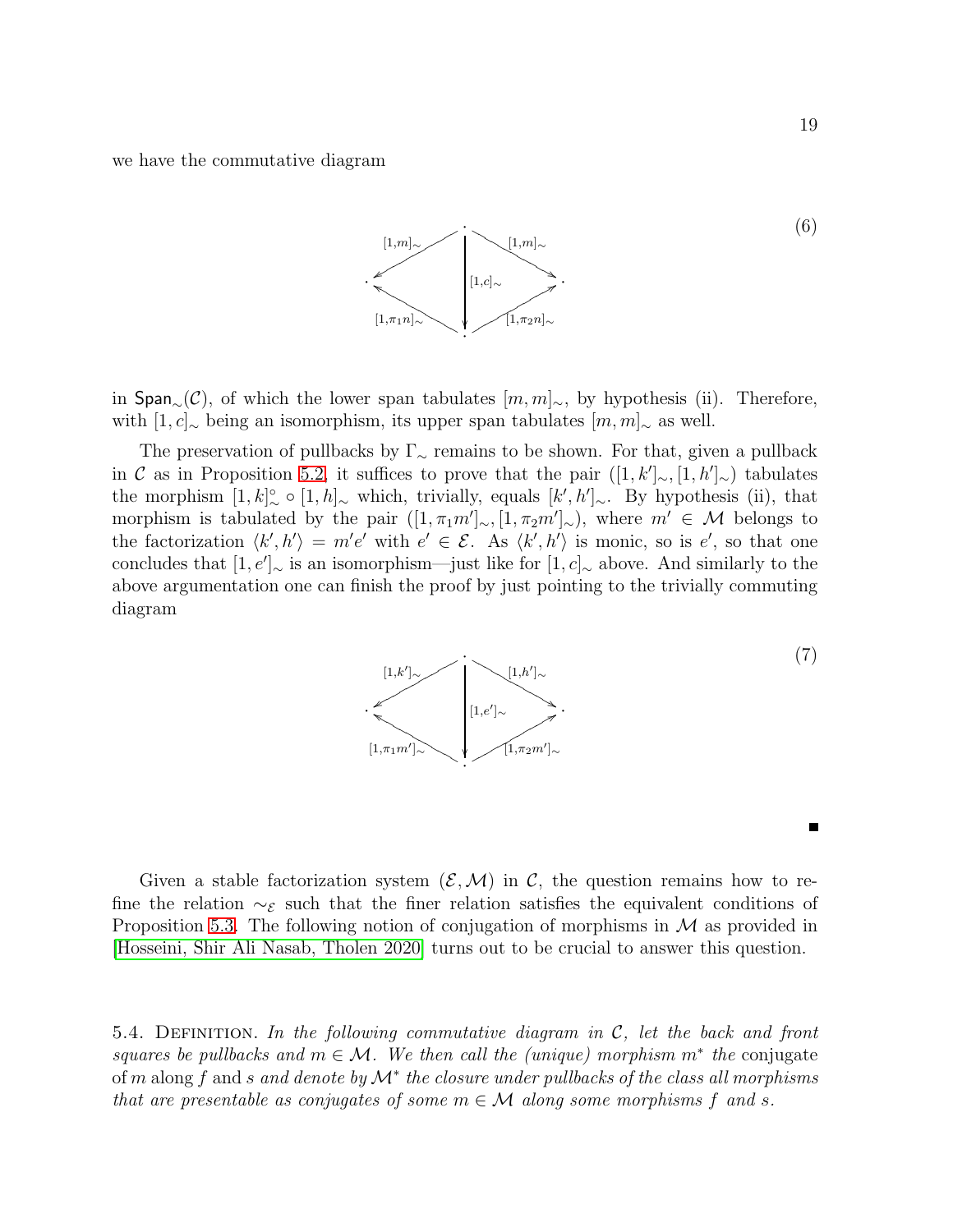we have the commutative diagram

$$
\begin{array}{ccccc}
 & & \cdot & & \\
 & \swarrow^{[1,m]_\sim} & \Big\downarrow {\scriptstyle [1,c]_\sim} & \searrow^{[1,m]_\sim} & \\
\cdot & & & & \cdot \\
 & \nwarrow_{[1,\pi_1 n]_\sim} & & \nearrow_{[1,\pi_2 n]_\sim} & \\
 & & \cdot & &
\end{array}
\tag{6}
$$

in $\mathsf{Span}_\sim(\mathcal{C})$, of which the lower span tabulates $[m,m]_\sim$, by hypothesis (ii). Therefore, with $[1,c]_\sim$ being an isomorphism, its upper span tabulates $[m,m]_\sim$ as well.

The preservation of pullbacks by $\Gamma_\sim$ remains to be shown. For that, given a pullback in $\mathcal{C}$ as in Proposition 5.2, it suffices to prove that the pair $([1,k']_\sim,[1,h']_\sim)$ tabulates the morphism $[1,k]_\sim^\circ \circ [1,h]_\sim$ which, trivially, equals $[k',h']_\sim$. By hypothesis (ii), that morphism is tabulated by the pair $([1,\pi_1 m']_\sim,[1,\pi_2 m']_\sim)$, where $m' \in \mathcal{M}$ belongs to the factorization $\langle k',h'\rangle = m'e'$ with $e' \in \mathcal{E}$. As $\langle k',h'\rangle$ is monic, so is $e'$, so that one concludes that $[1,e']_\sim$ is an isomorphism—just like for $[1,c]_\sim$ above. And similarly to the above argumentation one can finish the proof by just pointing to the trivially commuting diagram

$$
\begin{array}{ccccc}
 & & \cdot & & \\
 & \swarrow^{[1,k']_\sim} & \Big\downarrow {\scriptstyle [1,e']_\sim} & \searrow^{[1,h']_\sim} & \\
\cdot & & & & \cdot \\
 & \nwarrow_{[1,\pi_1 m']_\sim} & & \nearrow_{[1,\pi_2 m']_\sim} & \\
 & & \cdot & &
\end{array}
\tag{7}
$$

■

Given a stable factorization system $(\mathcal{E},\mathcal{M})$ in $\mathcal{C}$, the question remains how to refine the relation $\sim_\mathcal{E}$ such that the finer relation satisfies the equivalent conditions of Proposition 5.3. The following notion of conjugation of morphisms in $\mathcal{M}$ as provided in [Hosseini, Shir Ali Nasab, Tholen 2020] turns out to be crucial to answer this question.

5.4. Definition. *In the following commutative diagram in $\mathcal{C}$, let the back and front squares be pullbacks and $m \in \mathcal{M}$. We then call the (unique) morphism $m^*$ the* conjugate of $m$ along $f$ and $s$ *and denote by $\mathcal{M}^*$ the closure under pullbacks of the class all morphisms that are presentable as conjugates of some $m \in \mathcal{M}$ along some morphisms $f$ and $s$.*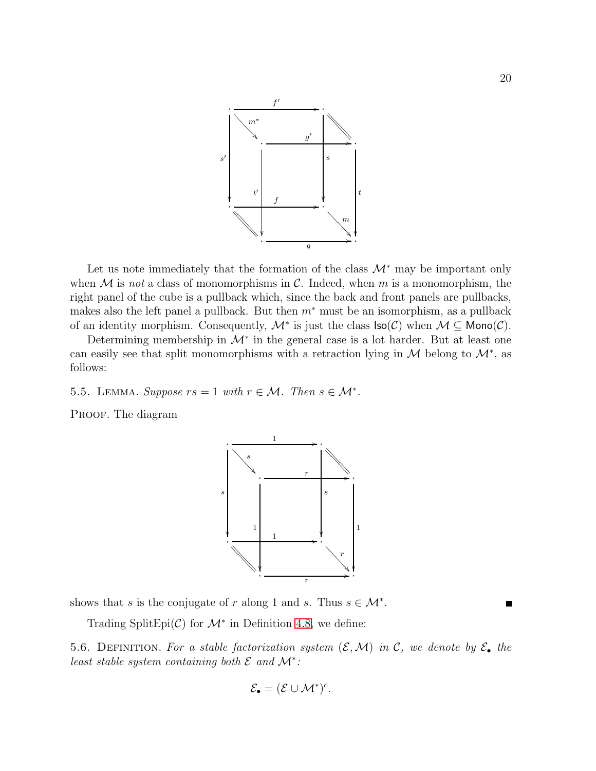Let us note immediately that the formation of the class $\mathcal{M}^*$ may be important only when $\mathcal{M}$ is *not* a class of monomorphisms in $\mathcal{C}$. Indeed, when $m$ is a monomorphism, the right panel of the cube is a pullback which, since the back and front panels are pullbacks, makes also the left panel a pullback. But then $m^*$ must be an isomorphism, as a pullback of an identity morphism. Consequently, $\mathcal{M}^*$ is just the class $\mathsf{Iso}(\mathcal{C})$ when $\mathcal{M} \subseteq \mathsf{Mono}(\mathcal{C})$.

Determining membership in $\mathcal{M}^*$ in the general case is a lot harder. But at least one can easily see that split monomorphisms with a retraction lying in $\mathcal{M}$ belong to $\mathcal{M}^*$, as follows:

5.5. Lemma. *Suppose $rs = 1$ with $r \in \mathcal{M}$. Then $s \in \mathcal{M}^*$.*

Proof. The diagram

shows that $s$ is the conjugate of $r$ along 1 and $s$. Thus $s \in \mathcal{M}^*$. ∎

Trading SplitEpi($\mathcal{C}$) for $\mathcal{M}^*$ in Definition 4.8, we define:

5.6. Definition. *For a stable factorization system $(\mathcal{E}, \mathcal{M})$ in $\mathcal{C}$, we denote by $\mathcal{E}_\bullet$ the least stable system containing both $\mathcal{E}$ and $\mathcal{M}^*$:*

$$\mathcal{E}_\bullet = (\mathcal{E} \cup \mathcal{M}^*)^c.$$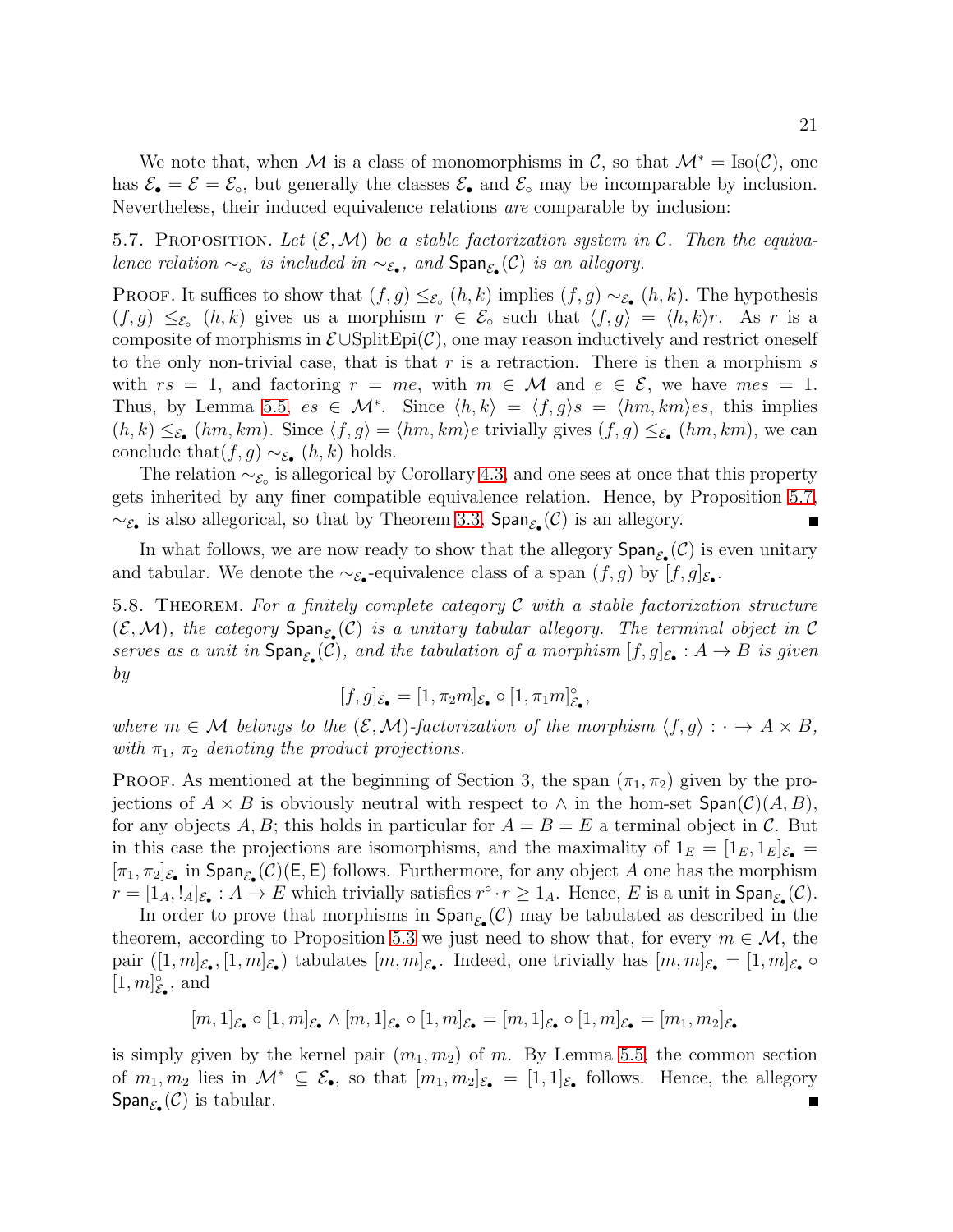We note that, when $\mathcal{M}$ is a class of monomorphisms in $\mathcal{C}$, so that $\mathcal{M}^* = \mathrm{Iso}(\mathcal{C})$, one has $\mathcal{E}_\bullet = \mathcal{E} = \mathcal{E}_\circ$, but generally the classes $\mathcal{E}_\bullet$ and $\mathcal{E}_\circ$ may be incomparable by inclusion. Nevertheless, their induced equivalence relations *are* comparable by inclusion:

5.7. Proposition. *Let $(\mathcal{E}, \mathcal{M})$ be a stable factorization system in $\mathcal{C}$. Then the equivalence relation $\sim_{\mathcal{E}_\circ}$ is included in $\sim_{\mathcal{E}_\bullet}$, and $\mathsf{Span}_{\mathcal{E}_\bullet}(\mathcal{C})$ is an allegory.*

Proof. It suffices to show that $(f, g) \leq_{\mathcal{E}_\circ} (h, k)$ implies $(f, g) \sim_{\mathcal{E}_\bullet} (h, k)$. The hypothesis $(f, g) \leq_{\mathcal{E}_\circ} (h, k)$ gives us a morphism $r \in \mathcal{E}_\circ$ such that $\langle f, g\rangle = \langle h, k\rangle r$. As $r$ is a composite of morphisms in $\mathcal{E} \cup \mathrm{SplitEpi}(\mathcal{C})$, one may reason inductively and restrict oneself to the only non-trivial case, that is that $r$ is a retraction. There is then a morphism $s$ with $rs = 1$, and factoring $r = me$, with $m \in \mathcal{M}$ and $e \in \mathcal{E}$, we have $mes = 1$. Thus, by Lemma 5.5, $es \in \mathcal{M}^*$. Since $\langle h, k\rangle = \langle f, g\rangle s = \langle hm, km\rangle es$, this implies $(h, k) \leq_{\mathcal{E}_\bullet} (hm, km)$. Since $\langle f, g\rangle = \langle hm, km\rangle e$ trivially gives $(f, g) \leq_{\mathcal{E}_\bullet} (hm, km)$, we can conclude that$(f, g) \sim_{\mathcal{E}_\bullet} (h, k)$ holds.

The relation $\sim_{\mathcal{E}_\circ}$ is allegorical by Corollary 4.3, and one sees at once that this property gets inherited by any finer compatible equivalence relation. Hence, by Proposition 5.7, $\sim_{\mathcal{E}_\bullet}$ is also allegorical, so that by Theorem 3.3, $\mathsf{Span}_{\mathcal{E}_\bullet}(\mathcal{C})$ is an allegory. ∎

In what follows, we are now ready to show that the allegory $\mathsf{Span}_{\mathcal{E}_\bullet}(\mathcal{C})$ is even unitary and tabular. We denote the $\sim_{\mathcal{E}_\bullet}$-equivalence class of a span $(f, g)$ by $[f, g]_{\mathcal{E}_\bullet}$.

5.8. Theorem. *For a finitely complete category $\mathcal{C}$ with a stable factorization structure $(\mathcal{E}, \mathcal{M})$, the category $\mathsf{Span}_{\mathcal{E}_\bullet}(\mathcal{C})$ is a unitary tabular allegory. The terminal object in $\mathcal{C}$ serves as a unit in $\mathsf{Span}_{\mathcal{E}_\bullet}(\mathcal{C})$, and the tabulation of a morphism $[f, g]_{\mathcal{E}_\bullet} : A \to B$ is given by*

$$[f, g]_{\mathcal{E}_\bullet} = [1, \pi_2 m]_{\mathcal{E}_\bullet} \circ [1, \pi_1 m]^\circ_{\mathcal{E}_\bullet},$$

*where $m \in \mathcal{M}$ belongs to the $(\mathcal{E}, \mathcal{M})$-factorization of the morphism $\langle f, g\rangle : \cdot \to A \times B$, with $\pi_1$, $\pi_2$ denoting the product projections.*

Proof. As mentioned at the beginning of Section 3, the span $(\pi_1, \pi_2)$ given by the projections of $A \times B$ is obviously neutral with respect to $\wedge$ in the hom-set $\mathsf{Span}(\mathcal{C})(A, B)$, for any objects $A, B$; this holds in particular for $A = B = E$ a terminal object in $\mathcal{C}$. But in this case the projections are isomorphisms, and the maximality of $1_E = [1_E, 1_E]_{\mathcal{E}_\bullet} = [\pi_1, \pi_2]_{\mathcal{E}_\bullet}$ in $\mathsf{Span}_{\mathcal{E}_\bullet}(\mathcal{C})(\mathsf{E}, \mathsf{E})$ follows. Furthermore, for any object $A$ one has the morphism $r = [1_A, !_A]_{\mathcal{E}_\bullet} : A \to E$ which trivially satisfies $r^\circ \cdot r \geq 1_A$. Hence, $E$ is a unit in $\mathsf{Span}_{\mathcal{E}_\bullet}(\mathcal{C})$.

In order to prove that morphisms in $\mathsf{Span}_{\mathcal{E}_\bullet}(\mathcal{C})$ may be tabulated as described in the theorem, according to Proposition 5.3 we just need to show that, for every $m \in \mathcal{M}$, the pair $([1, m]_{\mathcal{E}_\bullet}, [1, m]_{\mathcal{E}_\bullet})$ tabulates $[m, m]_{\mathcal{E}_\bullet}$. Indeed, one trivially has $[m, m]_{\mathcal{E}_\bullet} = [1, m]_{\mathcal{E}_\bullet} \circ [1, m]^\circ_{\mathcal{E}_\bullet}$, and

$$[m, 1]_{\mathcal{E}_\bullet} \circ [1, m]_{\mathcal{E}_\bullet} \wedge [m, 1]_{\mathcal{E}_\bullet} \circ [1, m]_{\mathcal{E}_\bullet} = [m, 1]_{\mathcal{E}_\bullet} \circ [1, m]_{\mathcal{E}_\bullet} = [m_1, m_2]_{\mathcal{E}_\bullet}$$

is simply given by the kernel pair $(m_1, m_2)$ of $m$. By Lemma 5.5, the common section of $m_1, m_2$ lies in $\mathcal{M}^* \subseteq \mathcal{E}_\bullet$, so that $[m_1, m_2]_{\mathcal{E}_\bullet} = [1, 1]_{\mathcal{E}_\bullet}$ follows. Hence, the allegory $\mathsf{Span}_{\mathcal{E}_\bullet}(\mathcal{C})$ is tabular. ∎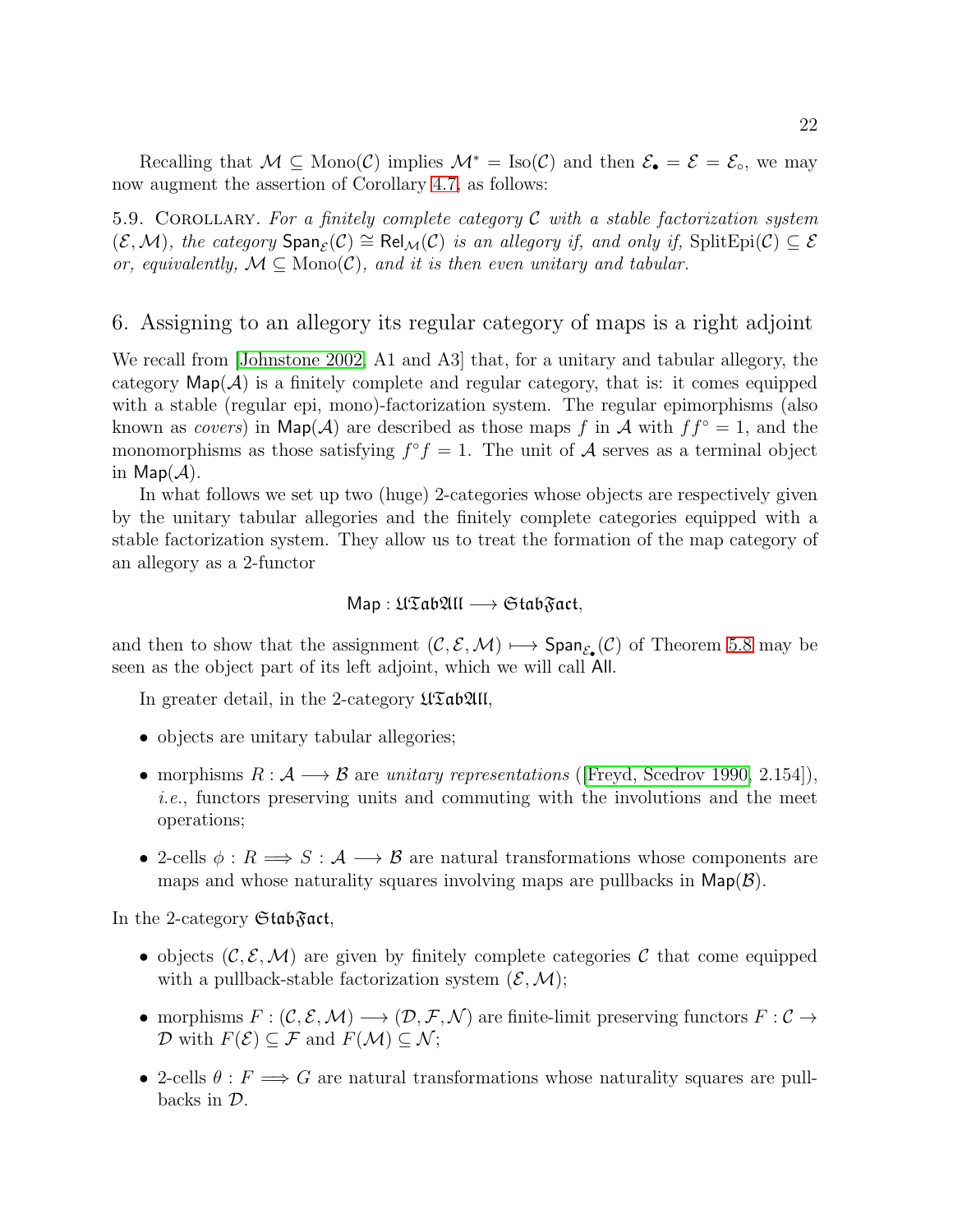Recalling that $\mathcal{M} \subseteq \mathrm{Mono}(\mathcal{C})$ implies $\mathcal{M}^* = \mathrm{Iso}(\mathcal{C})$ and then $\mathcal{E}_\bullet = \mathcal{E} = \mathcal{E}_\circ$, we may now augment the assertion of Corollary 4.7, as follows:

5.9. Corollary. *For a finitely complete category $\mathcal{C}$ with a stable factorization system $(\mathcal{E}, \mathcal{M})$, the category $\mathsf{Span}_{\mathcal{E}}(\mathcal{C}) \cong \mathsf{Rel}_{\mathcal{M}}(\mathcal{C})$ is an allegory if, and only if,* $\mathrm{SplitEpi}(\mathcal{C}) \subseteq \mathcal{E}$ *or, equivalently, $\mathcal{M} \subseteq \mathrm{Mono}(\mathcal{C})$, and it is then even unitary and tabular.*

## 6. Assigning to an allegory its regular category of maps is a right adjoint

We recall from [Johnstone 2002, A1 and A3] that, for a unitary and tabular allegory, the category $\mathsf{Map}(\mathcal{A})$ is a finitely complete and regular category, that is: it comes equipped with a stable (regular epi, mono)-factorization system. The regular epimorphisms (also known as *covers*) in $\mathsf{Map}(\mathcal{A})$ are described as those maps $f$ in $\mathcal{A}$ with $ff^\circ = 1$, and the monomorphisms as those satisfying $f^\circ f = 1$. The unit of $\mathcal{A}$ serves as a terminal object in $\mathsf{Map}(\mathcal{A})$.

In what follows we set up two (huge) 2-categories whose objects are respectively given by the unitary tabular allegories and the finitely complete categories equipped with a stable factorization system. They allow us to treat the formation of the map category of an allegory as a 2-functor

$$\mathsf{Map} : \mathfrak{UTabAll} \longrightarrow \mathfrak{StabFact},$$

and then to show that the assignment $(\mathcal{C}, \mathcal{E}, \mathcal{M}) \longmapsto \mathsf{Span}_{\mathcal{E}_\bullet}(\mathcal{C})$ of Theorem 5.8 may be seen as the object part of its left adjoint, which we will call $\mathsf{All}$.

In greater detail, in the 2-category $\mathfrak{UTabAll}$,

- objects are unitary tabular allegories;
- morphisms $R : \mathcal{A} \longrightarrow \mathcal{B}$ are *unitary representations* ([Freyd, Scedrov 1990, 2.154]), *i.e.*, functors preserving units and commuting with the involutions and the meet operations;
- 2-cells $\phi : R \Longrightarrow S : \mathcal{A} \longrightarrow \mathcal{B}$ are natural transformations whose components are maps and whose naturality squares involving maps are pullbacks in $\mathsf{Map}(\mathcal{B})$.

In the 2-category $\mathfrak{StabFact}$,

- objects $(\mathcal{C}, \mathcal{E}, \mathcal{M})$ are given by finitely complete categories $\mathcal{C}$ that come equipped with a pullback-stable factorization system $(\mathcal{E}, \mathcal{M})$;
- morphisms $F : (\mathcal{C}, \mathcal{E}, \mathcal{M}) \longrightarrow (\mathcal{D}, \mathcal{F}, \mathcal{N})$ are finite-limit preserving functors $F : \mathcal{C} \to \mathcal{D}$ with $F(\mathcal{E}) \subseteq \mathcal{F}$ and $F(\mathcal{M}) \subseteq \mathcal{N}$;
- 2-cells $\theta : F \Longrightarrow G$ are natural transformations whose naturality squares are pullbacks in $\mathcal{D}$.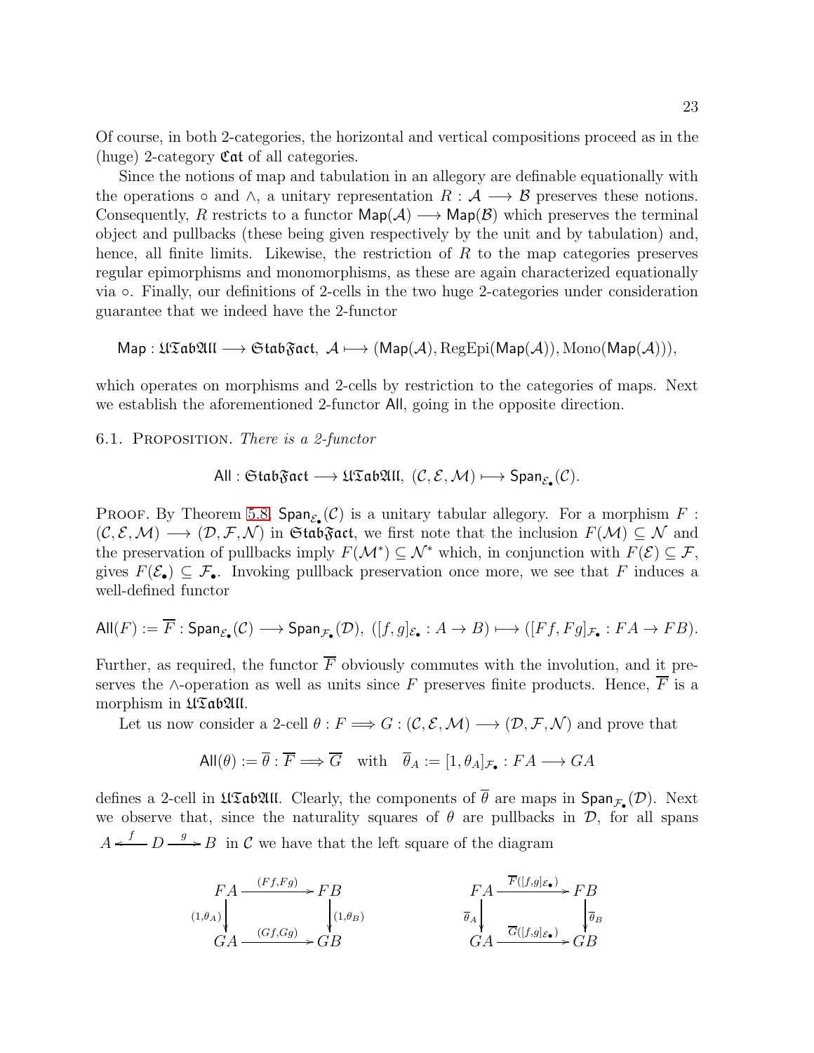Of course, in both 2-categories, the horizontal and vertical compositions proceed as in the (huge) 2-category $\mathfrak{Cat}$ of all categories.

Since the notions of map and tabulation in an allegory are definable equationally with the operations $\circ$ and $\wedge$, a unitary representation $R : \mathcal{A} \longrightarrow \mathcal{B}$ preserves these notions. Consequently, $R$ restricts to a functor $\mathsf{Map}(\mathcal{A}) \longrightarrow \mathsf{Map}(\mathcal{B})$ which preserves the terminal object and pullbacks (these being given respectively by the unit and by tabulation) and, hence, all finite limits. Likewise, the restriction of $R$ to the map categories preserves regular epimorphisms and monomorphisms, as these are again characterized equationally via $\circ$. Finally, our definitions of 2-cells in the two huge 2-categories under consideration guarantee that we indeed have the 2-functor

$$\mathsf{Map} : \mathfrak{UTabAll} \longrightarrow \mathfrak{StabFact},\ \mathcal{A} \longmapsto (\mathsf{Map}(\mathcal{A}), \mathrm{RegEpi}(\mathsf{Map}(\mathcal{A})), \mathrm{Mono}(\mathsf{Map}(\mathcal{A}))),$$

which operates on morphisms and 2-cells by restriction to the categories of maps. Next we establish the aforementioned 2-functor $\mathsf{All}$, going in the opposite direction.

6.1. Proposition. *There is a 2-functor*

$$\mathsf{All} : \mathfrak{StabFact} \longrightarrow \mathfrak{UTabAll},\ (\mathcal{C}, \mathcal{E}, \mathcal{M}) \longmapsto \mathsf{Span}_{\mathcal{E}_\bullet}(\mathcal{C}).$$

Proof. By Theorem 5.8, $\mathsf{Span}_{\mathcal{E}_\bullet}(\mathcal{C})$ is a unitary tabular allegory. For a morphism $F : (\mathcal{C}, \mathcal{E}, \mathcal{M}) \longrightarrow (\mathcal{D}, \mathcal{F}, \mathcal{N})$ in $\mathfrak{StabFact}$, we first note that the inclusion $F(\mathcal{M}) \subseteq \mathcal{N}$ and the preservation of pullbacks imply $F(\mathcal{M}^*) \subseteq \mathcal{N}^*$ which, in conjunction with $F(\mathcal{E}) \subseteq \mathcal{F}$, gives $F(\mathcal{E}_\bullet) \subseteq \mathcal{F}_\bullet$. Invoking pullback preservation once more, we see that $F$ induces a well-defined functor

$$\mathsf{All}(F) := \overline{F} : \mathsf{Span}_{\mathcal{E}_\bullet}(\mathcal{C}) \longrightarrow \mathsf{Span}_{\mathcal{F}_\bullet}(\mathcal{D}),\ ([f,g]_{\mathcal{E}_\bullet} : A \to B) \longmapsto ([Ff, Fg]_{\mathcal{F}_\bullet} : FA \to FB).$$

Further, as required, the functor $\overline{F}$ obviously commutes with the involution, and it preserves the $\wedge$-operation as well as units since $F$ preserves finite products. Hence, $\overline{F}$ is a morphism in $\mathfrak{UTabAll}$.

Let us now consider a 2-cell $\theta : F \Longrightarrow G : (\mathcal{C}, \mathcal{E}, \mathcal{M}) \longrightarrow (\mathcal{D}, \mathcal{F}, \mathcal{N})$ and prove that

$$\mathsf{All}(\theta) := \overline{\theta} : \overline{F} \Longrightarrow \overline{G} \quad \text{with} \quad \overline{\theta}_A := [1, \theta_A]_{\mathcal{F}_\bullet} : FA \longrightarrow GA$$

defines a 2-cell in $\mathfrak{UTabAll}$. Clearly, the components of $\overline{\theta}$ are maps in $\mathsf{Span}_{\mathcal{F}_\bullet}(\mathcal{D})$. Next we observe that, since the naturality squares of $\theta$ are pullbacks in $\mathcal{D}$, for all spans $A \xleftarrow{f} D \xrightarrow{g} B$ in $\mathcal{C}$ we have that the left square of the diagram

$$\begin{array}{ccc} FA & \xrightarrow{(Ff,Fg)} & FB \\ {\scriptstyle (1,\theta_A)}\downarrow & & \downarrow{\scriptstyle (1,\theta_B)} \\ GA & \xrightarrow{(Gf,Gg)} & GB \end{array} \qquad\qquad \begin{array}{ccc} FA & \xrightarrow{\overline{F}([f,g]_{\mathcal{E}_\bullet})} & FB \\ {\scriptstyle \overline{\theta}_A}\downarrow & & \downarrow{\scriptstyle \overline{\theta}_B} \\ GA & \xrightarrow{\overline{G}([f,g]_{\mathcal{E}_\bullet})} & GB \end{array}$$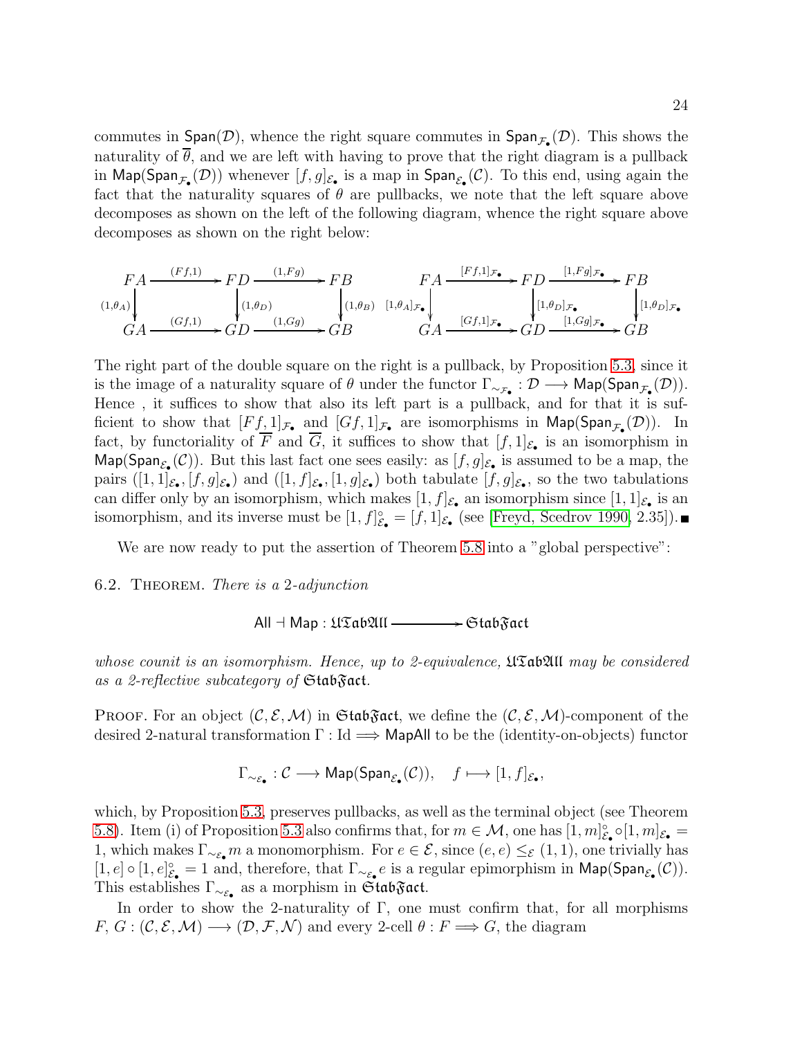commutes in $\mathsf{Span}(\mathcal{D})$, whence the right square commutes in $\mathsf{Span}_{\mathcal{F}_\bullet}(\mathcal{D})$. This shows the naturality of $\overline{\theta}$, and we are left with having to prove that the right diagram is a pullback in $\mathsf{Map}(\mathsf{Span}_{\mathcal{F}_\bullet}(\mathcal{D}))$ whenever $[f,g]_{\mathcal{E}_\bullet}$ is a map in $\mathsf{Span}_{\mathcal{E}_\bullet}(\mathcal{C})$. To this end, using again the fact that the naturality squares of $\theta$ are pullbacks, we note that the left square above decomposes as shown on the left of the following diagram, whence the right square above decomposes as shown on the right below:

$$
\begin{array}{ccccc}
FA & \xrightarrow{(Ff,1)} & FD & \xrightarrow{(1,Fg)} & FB \\
\big\downarrow{\scriptstyle (1,\theta_A)} & & \big\downarrow{\scriptstyle (1,\theta_D)} & & \big\downarrow{\scriptstyle (1,\theta_B)} \\
GA & \xrightarrow{(Gf,1)} & GD & \xrightarrow{(1,Gg)} & GB
\end{array}
\qquad
\begin{array}{ccccc}
FA & \xrightarrow{[Ff,1]_{\mathcal{F}_\bullet}} & FD & \xrightarrow{[1,Fg]_{\mathcal{F}_\bullet}} & FB \\
\big\downarrow{\scriptstyle [1,\theta_A]_{\mathcal{F}_\bullet}} & & \big\downarrow{\scriptstyle [1,\theta_D]_{\mathcal{F}_\bullet}} & & \big\downarrow{\scriptstyle [1,\theta_D]_{\mathcal{F}_\bullet}} \\
GA & \xrightarrow{[Gf,1]_{\mathcal{F}_\bullet}} & GD & \xrightarrow{[1,Gg]_{\mathcal{F}_\bullet}} & GB
\end{array}
$$

The right part of the double square on the right is a pullback, by Proposition 5.3, since it is the image of a naturality square of $\theta$ under the functor $\Gamma_{\sim_{\mathcal{F}_\bullet}} : \mathcal{D} \longrightarrow \mathsf{Map}(\mathsf{Span}_{\mathcal{F}_\bullet}(\mathcal{D}))$. Hence , it suffices to show that also its left part is a pullback, and for that it is sufficient to show that $[Ff,1]_{\mathcal{F}_\bullet}$ and $[Gf,1]_{\mathcal{F}_\bullet}$ are isomorphisms in $\mathsf{Map}(\mathsf{Span}_{\mathcal{F}_\bullet}(\mathcal{D}))$. In fact, by functoriality of $\overline{F}$ and $\overline{G}$, it suffices to show that $[f,1]_{\mathcal{E}_\bullet}$ is an isomorphism in $\mathsf{Map}(\mathsf{Span}_{\mathcal{E}_\bullet}(\mathcal{C}))$. But this last fact one sees easily: as $[f,g]_{\mathcal{E}_\bullet}$ is assumed to be a map, the pairs $([1,1]_{\mathcal{E}_\bullet},[f,g]_{\mathcal{E}_\bullet})$ and $([1,f]_{\mathcal{E}_\bullet},[1,g]_{\mathcal{E}_\bullet})$ both tabulate $[f,g]_{\mathcal{E}_\bullet}$, so the two tabulations can differ only by an isomorphism, which makes $[1,f]_{\mathcal{E}_\bullet}$ an isomorphism since $[1,1]_{\mathcal{E}_\bullet}$ is an isomorphism, and its inverse must be $[1,f]^\circ_{\mathcal{E}_\bullet} = [f,1]_{\mathcal{E}_\bullet}$ (see [Freyd, Scedrov 1990, 2.35]). ∎

We are now ready to put the assertion of Theorem 5.8 into a "global perspective":

6.2. Theorem. *There is a 2-adjunction*

$$\mathsf{All} \dashv \mathsf{Map} : \mathfrak{UTabAll} \longrightarrow \mathfrak{StabFact}$$

*whose counit is an isomorphism. Hence, up to 2-equivalence, $\mathfrak{UTabAll}$ may be considered as a 2-reflective subcategory of $\mathfrak{StabFact}$.*

Proof. For an object $(\mathcal{C},\mathcal{E},\mathcal{M})$ in $\mathfrak{StabFact}$, we define the $(\mathcal{C},\mathcal{E},\mathcal{M})$-component of the desired 2-natural transformation $\Gamma : \mathrm{Id} \Longrightarrow \mathsf{MapAll}$ to be the (identity-on-objects) functor

$$\Gamma_{\sim_{\mathcal{E}_\bullet}} : \mathcal{C} \longrightarrow \mathsf{Map}(\mathsf{Span}_{\mathcal{E}_\bullet}(\mathcal{C})), \quad f \longmapsto [1,f]_{\mathcal{E}_\bullet},$$

which, by Proposition 5.3, preserves pullbacks, as well as the terminal object (see Theorem 5.8). Item (i) of Proposition 5.3 also confirms that, for $m \in \mathcal{M}$, one has $[1,m]^\circ_{\mathcal{E}_\bullet} \circ [1,m]_{\mathcal{E}_\bullet} = 1$, which makes $\Gamma_{\sim_{\mathcal{E}_\bullet}} m$ a monomorphism. For $e \in \mathcal{E}$, since $(e,e) \leq_{\mathcal{E}} (1,1)$, one trivially has $[1,e] \circ [1,e]^\circ_{\mathcal{E}_\bullet} = 1$ and, therefore, that $\Gamma_{\sim_{\mathcal{E}_\bullet}} e$ is a regular epimorphism in $\mathsf{Map}(\mathsf{Span}_{\mathcal{E}_\bullet}(\mathcal{C}))$. This establishes $\Gamma_{\sim_{\mathcal{E}_\bullet}}$ as a morphism in $\mathfrak{StabFact}$.

In order to show the 2-naturality of $\Gamma$, one must confirm that, for all morphisms $F, G : (\mathcal{C},\mathcal{E},\mathcal{M}) \longrightarrow (\mathcal{D},\mathcal{F},\mathcal{N})$ and every 2-cell $\theta : F \Longrightarrow G$, the diagram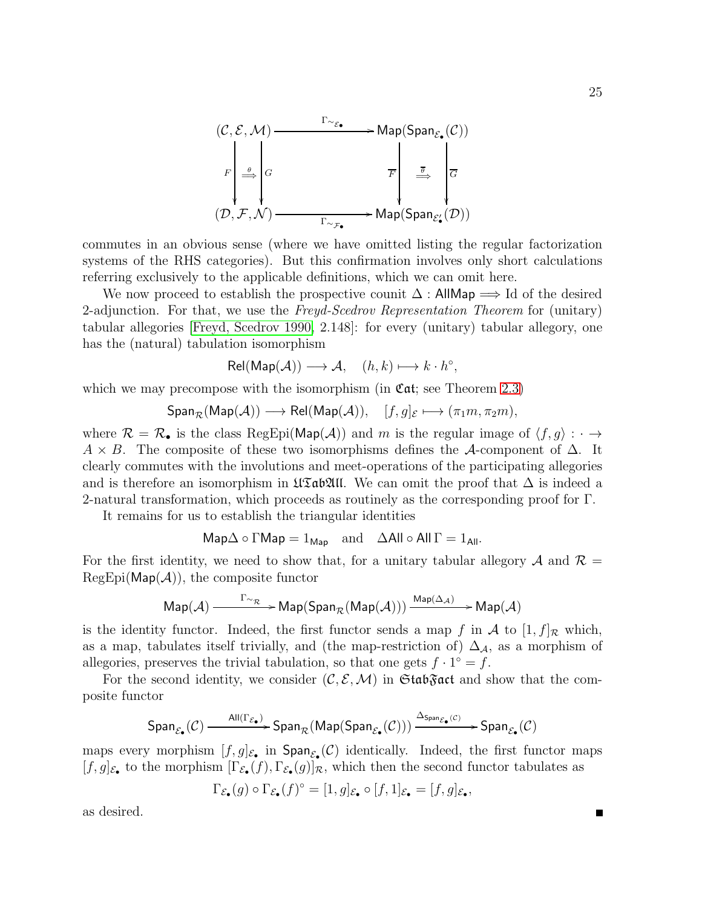$$
\begin{array}{ccc}
(\mathcal{C},\mathcal{E},\mathcal{M}) & \xrightarrow{\quad \Gamma_{\sim_{\mathcal{E}_\bullet}} \quad} & \mathsf{Map}(\mathsf{Span}_{\mathcal{E}_\bullet}(\mathcal{C})) \\
F \Big\downarrow \overset{\theta}{\Longrightarrow} \Big\downarrow G & & \overline{F} \Big\downarrow \overset{\overline{\theta}}{\Longrightarrow} \Big\downarrow \overline{G} \\
(\mathcal{D},\mathcal{F},\mathcal{N}) & \xrightarrow[\quad \Gamma_{\sim_{\mathcal{F}_\bullet}} \quad]{} & \mathsf{Map}(\mathsf{Span}_{\mathcal{E}'_\bullet}(\mathcal{D}))
\end{array}
$$

commutes in an obvious sense (where we have omitted listing the regular factorization systems of the RHS categories). But this confirmation involves only short calculations referring exclusively to the applicable definitions, which we can omit here.

We now proceed to establish the prospective counit $\Delta : \mathsf{AllMap} \Longrightarrow \mathrm{Id}$ of the desired 2-adjunction. For that, we use the *Freyd-Scedrov Representation Theorem* for (unitary) tabular allegories [Freyd, Scedrov 1990, 2.148]: for every (unitary) tabular allegory, one has the (natural) tabulation isomorphism

$$\mathsf{Rel}(\mathsf{Map}(\mathcal{A})) \longrightarrow \mathcal{A}, \quad (h,k) \longmapsto k \cdot h^{\circ},$$

which we may precompose with the isomorphism (in $\mathfrak{Cat}$; see Theorem 2.3)

$$\mathsf{Span}_{\mathcal{R}}(\mathsf{Map}(\mathcal{A})) \longrightarrow \mathsf{Rel}(\mathsf{Map}(\mathcal{A})), \quad [f,g]_{\mathcal{E}} \longmapsto (\pi_1 m, \pi_2 m),$$

where $\mathcal{R} = \mathcal{R}_\bullet$ is the class $\mathrm{RegEpi}(\mathsf{Map}(\mathcal{A}))$ and $m$ is the regular image of $\langle f,g\rangle : \cdot \to A \times B$. The composite of these two isomorphisms defines the $\mathcal{A}$-component of $\Delta$. It clearly commutes with the involutions and meet-operations of the participating allegories and is therefore an isomorphism in $\mathfrak{UTabAll}$. We can omit the proof that $\Delta$ is indeed a 2-natural transformation, which proceeds as routinely as the corresponding proof for $\Gamma$.

It remains for us to establish the triangular identities

$$\mathsf{Map}\Delta \circ \Gamma\mathsf{Map} = 1_{\mathsf{Map}} \quad \text{and} \quad \Delta\mathsf{All} \circ \mathsf{All}\,\Gamma = 1_{\mathsf{All}}.$$

For the first identity, we need to show that, for a unitary tabular allegory $\mathcal{A}$ and $\mathcal{R} = \mathrm{RegEpi}(\mathsf{Map}(\mathcal{A}))$, the composite functor

$$\mathsf{Map}(\mathcal{A}) \xrightarrow{\Gamma_{\sim_{\mathcal{R}}}} \mathsf{Map}(\mathsf{Span}_{\mathcal{R}}(\mathsf{Map}(\mathcal{A}))) \xrightarrow{\mathsf{Map}(\Delta_{\mathcal{A}})} \mathsf{Map}(\mathcal{A})$$

is the identity functor. Indeed, the first functor sends a map $f$ in $\mathcal{A}$ to $[1,f]_{\mathcal{R}}$ which, as a map, tabulates itself trivially, and (the map-restriction of) $\Delta_{\mathcal{A}}$, as a morphism of allegories, preserves the trivial tabulation, so that one gets $f \cdot 1^{\circ} = f$.

For the second identity, we consider $(\mathcal{C},\mathcal{E},\mathcal{M})$ in $\mathfrak{StabFact}$ and show that the composite functor

$$\mathsf{Span}_{\mathcal{E}_\bullet}(\mathcal{C}) \xrightarrow{\mathsf{All}(\Gamma_{\mathcal{E}_\bullet})} \mathsf{Span}_{\mathcal{R}}(\mathsf{Map}(\mathsf{Span}_{\mathcal{E}_\bullet}(\mathcal{C}))) \xrightarrow{\Delta_{\mathsf{Span}_{\mathcal{E}_\bullet}(\mathcal{C})}} \mathsf{Span}_{\mathcal{E}_\bullet}(\mathcal{C})$$

maps every morphism $[f,g]_{\mathcal{E}_\bullet}$ in $\mathsf{Span}_{\mathcal{E}_\bullet}(\mathcal{C})$ identically. Indeed, the first functor maps $[f,g]_{\mathcal{E}_\bullet}$ to the morphism $[\Gamma_{\mathcal{E}_\bullet}(f), \Gamma_{\mathcal{E}_\bullet}(g)]_{\mathcal{R}}$, which then the second functor tabulates as

$$\Gamma_{\mathcal{E}_\bullet}(g) \circ \Gamma_{\mathcal{E}_\bullet}(f)^{\circ} = [1,g]_{\mathcal{E}_\bullet} \circ [f,1]_{\mathcal{E}_\bullet} = [f,g]_{\mathcal{E}_\bullet},$$

as desired. ■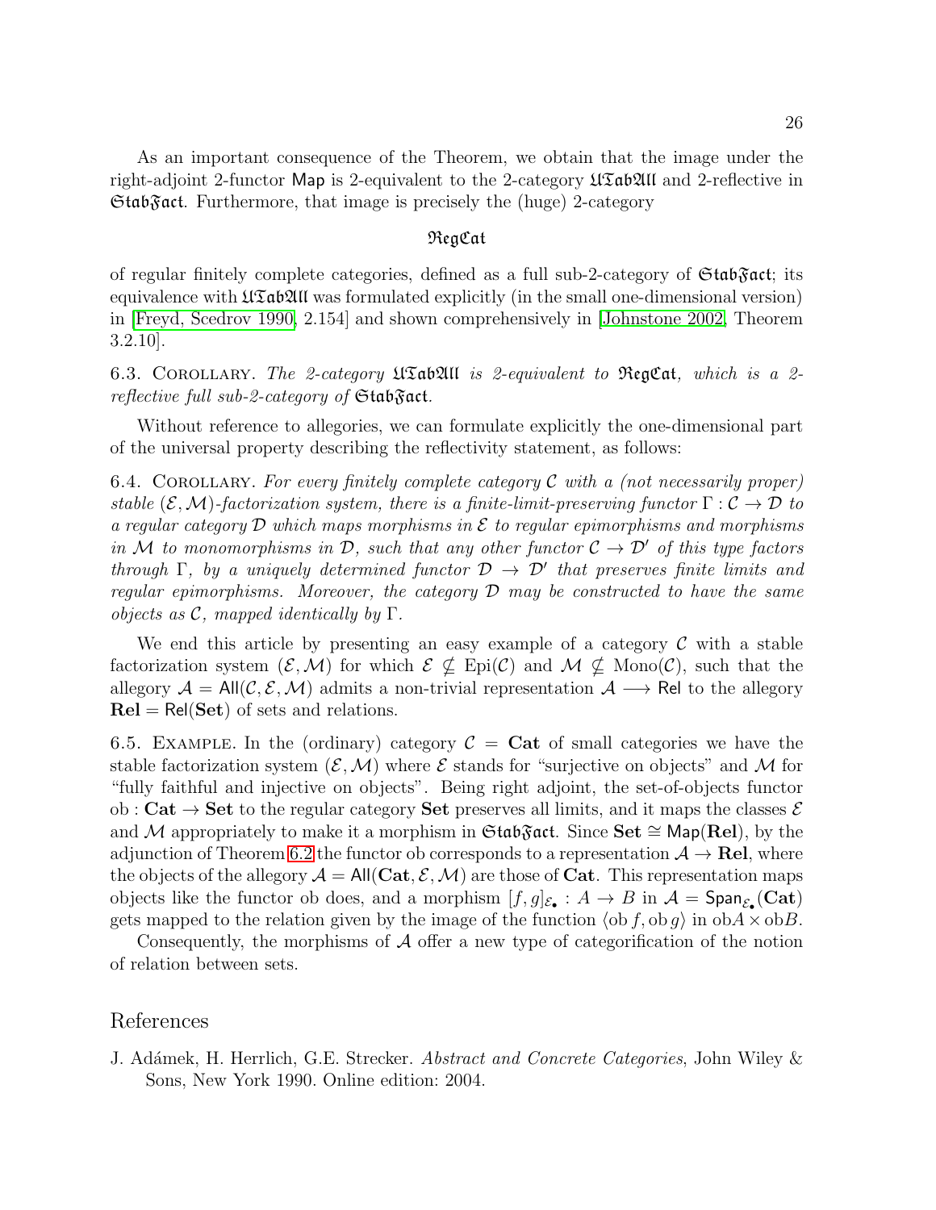As an important consequence of the Theorem, we obtain that the image under the right-adjoint 2-functor $\mathsf{Map}$ is 2-equivalent to the 2-category $\mathfrak{UTabAll}$ and 2-reflective in $\mathfrak{StabFact}$. Furthermore, that image is precisely the (huge) 2-category

$$\mathfrak{RegCat}$$

of regular finitely complete categories, defined as a full sub-2-category of $\mathfrak{StabFact}$; its equivalence with $\mathfrak{UTabAll}$ was formulated explicitly (in the small one-dimensional version) in [Freyd, Scedrov 1990, 2.154] and shown comprehensively in [Johnstone 2002, Theorem 3.2.10].

6.3. Corollary. *The 2-category $\mathfrak{UTabAll}$ is 2-equivalent to $\mathfrak{RegCat}$, which is a 2-reflective full sub-2-category of $\mathfrak{StabFact}$.*

Without reference to allegories, we can formulate explicitly the one-dimensional part of the universal property describing the reflectivity statement, as follows:

6.4. Corollary. *For every finitely complete category $\mathcal{C}$ with a (not necessarily proper) stable $(\mathcal{E}, \mathcal{M})$-factorization system, there is a finite-limit-preserving functor $\Gamma : \mathcal{C} \to \mathcal{D}$ to a regular category $\mathcal{D}$ which maps morphisms in $\mathcal{E}$ to regular epimorphisms and morphisms in $\mathcal{M}$ to monomorphisms in $\mathcal{D}$, such that any other functor $\mathcal{C} \to \mathcal{D}'$ of this type factors through $\Gamma$, by a uniquely determined functor $\mathcal{D} \to \mathcal{D}'$ that preserves finite limits and regular epimorphisms. Moreover, the category $\mathcal{D}$ may be constructed to have the same objects as $\mathcal{C}$, mapped identically by $\Gamma$.*

We end this article by presenting an easy example of a category $\mathcal{C}$ with a stable factorization system $(\mathcal{E}, \mathcal{M})$ for which $\mathcal{E} \nsubseteq \mathrm{Epi}(\mathcal{C})$ and $\mathcal{M} \nsubseteq \mathrm{Mono}(\mathcal{C})$, such that the allegory $\mathcal{A} = \mathsf{All}(\mathcal{C}, \mathcal{E}, \mathcal{M})$ admits a non-trivial representation $\mathcal{A} \longrightarrow \mathsf{Rel}$ to the allegory $\mathbf{Rel} = \mathsf{Rel}(\mathbf{Set})$ of sets and relations.

6.5. Example. In the (ordinary) category $\mathcal{C} = \mathbf{Cat}$ of small categories we have the stable factorization system $(\mathcal{E}, \mathcal{M})$ where $\mathcal{E}$ stands for "surjective on objects" and $\mathcal{M}$ for "fully faithful and injective on objects". Being right adjoint, the set-of-objects functor $\mathrm{ob} : \mathbf{Cat} \to \mathbf{Set}$ to the regular category $\mathbf{Set}$ preserves all limits, and it maps the classes $\mathcal{E}$ and $\mathcal{M}$ appropriately to make it a morphism in $\mathfrak{StabFact}$. Since $\mathbf{Set} \cong \mathsf{Map}(\mathbf{Rel})$, by the adjunction of Theorem 6.2 the functor ob corresponds to a representation $\mathcal{A} \to \mathbf{Rel}$, where the objects of the allegory $\mathcal{A} = \mathsf{All}(\mathbf{Cat}, \mathcal{E}, \mathcal{M})$ are those of $\mathbf{Cat}$. This representation maps objects like the functor ob does, and a morphism $[f, g]_{\mathcal{E}_\bullet} : A \to B$ in $\mathcal{A} = \mathsf{Span}_{\mathcal{E}_\bullet}(\mathbf{Cat})$ gets mapped to the relation given by the image of the function $\langle \mathrm{ob}\, f, \mathrm{ob}\, g \rangle$ in $\mathrm{ob}A \times \mathrm{ob}B$.

Consequently, the morphisms of $\mathcal{A}$ offer a new type of categorification of the notion of relation between sets.

## References

J. Adámek, H. Herrlich, G.E. Strecker. *Abstract and Concrete Categories*, John Wiley & Sons, New York 1990. Online edition: 2004.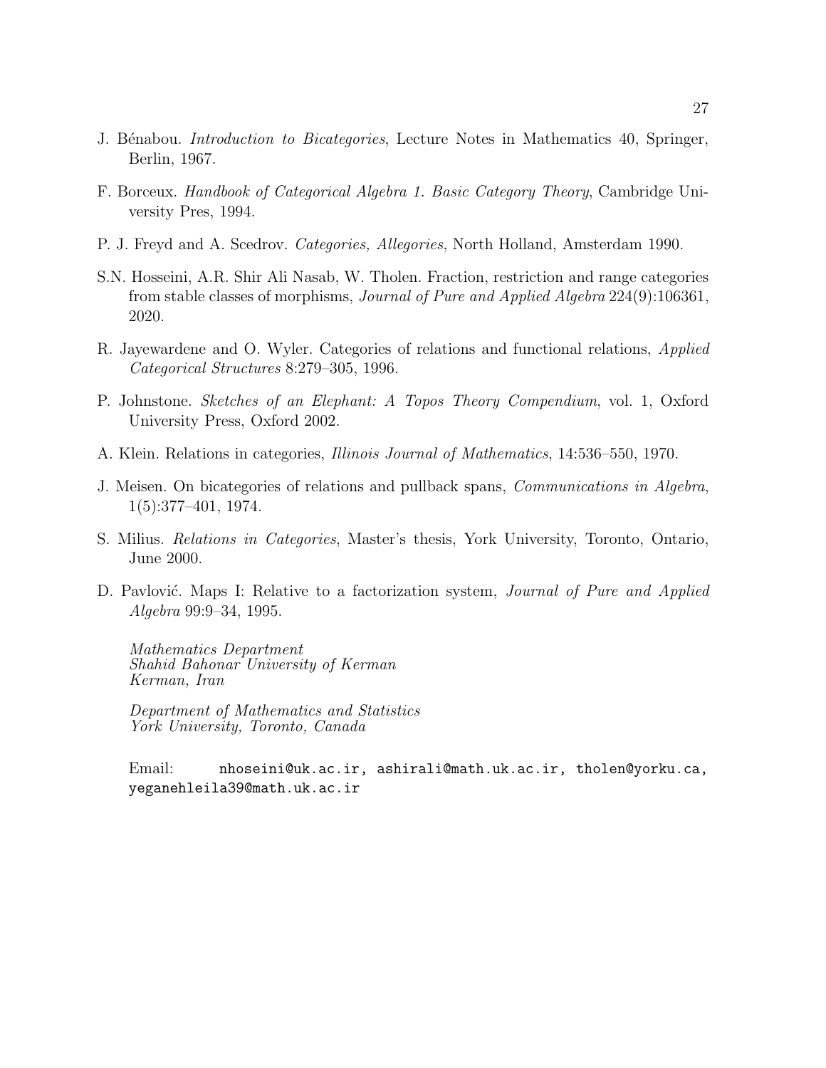J. Bénabou. *Introduction to Bicategories*, Lecture Notes in Mathematics 40, Springer, Berlin, 1967.

F. Borceux. *Handbook of Categorical Algebra 1. Basic Category Theory*, Cambridge University Pres, 1994.

P. J. Freyd and A. Scedrov. *Categories, Allegories*, North Holland, Amsterdam 1990.

S.N. Hosseini, A.R. Shir Ali Nasab, W. Tholen. Fraction, restriction and range categories from stable classes of morphisms, *Journal of Pure and Applied Algebra* 224(9):106361, 2020.

R. Jayewardene and O. Wyler. Categories of relations and functional relations, *Applied Categorical Structures* 8:279–305, 1996.

P. Johnstone. *Sketches of an Elephant: A Topos Theory Compendium*, vol. 1, Oxford University Press, Oxford 2002.

A. Klein. Relations in categories, *Illinois Journal of Mathematics*, 14:536–550, 1970.

J. Meisen. On bicategories of relations and pullback spans, *Communications in Algebra*, 1(5):377–401, 1974.

S. Milius. *Relations in Categories*, Master's thesis, York University, Toronto, Ontario, June 2000.

D. Pavlović. Maps I: Relative to a factorization system, *Journal of Pure and Applied Algebra* 99:9–34, 1995.

*Mathematics Department*
*Shahid Bahonar University of Kerman*
*Kerman, Iran*

*Department of Mathematics and Statistics*
*York University, Toronto, Canada*

Email: nhoseini@uk.ac.ir, ashirali@math.uk.ac.ir, tholen@yorku.ca, yeganehleila39@math.uk.ac.ir